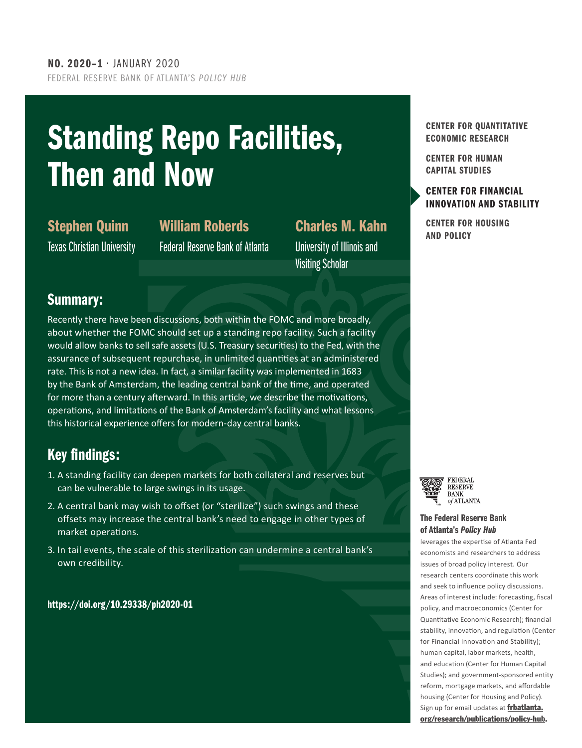**NO. 2020-1** · JANUARY 2020

FEDERAL RESERVE BANK OF ATLANTA'S *POLICY HUB*

# Standing Repo Facilities, Then and Now

**Stephen Quinn**
Texas Christian University

**William Roberds**
Federal Reserve Bank of Atlanta

**Charles M. Kahn**
University of Illinois and Visiting Scholar

## Summary:

Recently there have been discussions, both within the FOMC and more broadly, about whether the FOMC should set up a standing repo facility. Such a facility would allow banks to sell safe assets (U.S. Treasury securities) to the Fed, with the assurance of subsequent repurchase, in unlimited quantities at an administered rate. This is not a new idea. In fact, a similar facility was implemented in 1683 by the Bank of Amsterdam, the leading central bank of the time, and operated for more than a century afterward. In this article, we describe the motivations, operations, and limitations of the Bank of Amsterdam's facility and what lessons this historical experience offers for modern-day central banks.

## Key findings:

1. A standing facility can deepen markets for both collateral and reserves but can be vulnerable to large swings in its usage.
2. A central bank may wish to offset (or "sterilize") such swings and these offsets may increase the central bank's need to engage in other types of market operations.
3. In tail events, the scale of this sterilization can undermine a central bank's own credibility.

**https://doi.org/10.29338/ph2020-01**

CENTER FOR QUANTITATIVE ECONOMIC RESEARCH

CENTER FOR HUMAN CAPITAL STUDIES

CENTER FOR FINANCIAL INNOVATION AND STABILITY

CENTER FOR HOUSING AND POLICY

FEDERAL RESERVE BANK *of* ATLANTA

**The Federal Reserve Bank of Atlanta's *Policy Hub***

leverages the expertise of Atlanta Fed economists and researchers to address issues of broad policy interest. Our research centers coordinate this work and seek to influence policy discussions. Areas of interest include: forecasting, fiscal policy, and macroeconomics (Center for Quantitative Economic Research); financial stability, innovation, and regulation (Center for Financial Innovation and Stability); human capital, labor markets, health, and education (Center for Human Capital Studies); and government-sponsored entity reform, mortgage markets, and affordable housing (Center for Housing and Policy). Sign up for email updates at **frbatlanta.org/research/publications/policy-hub**.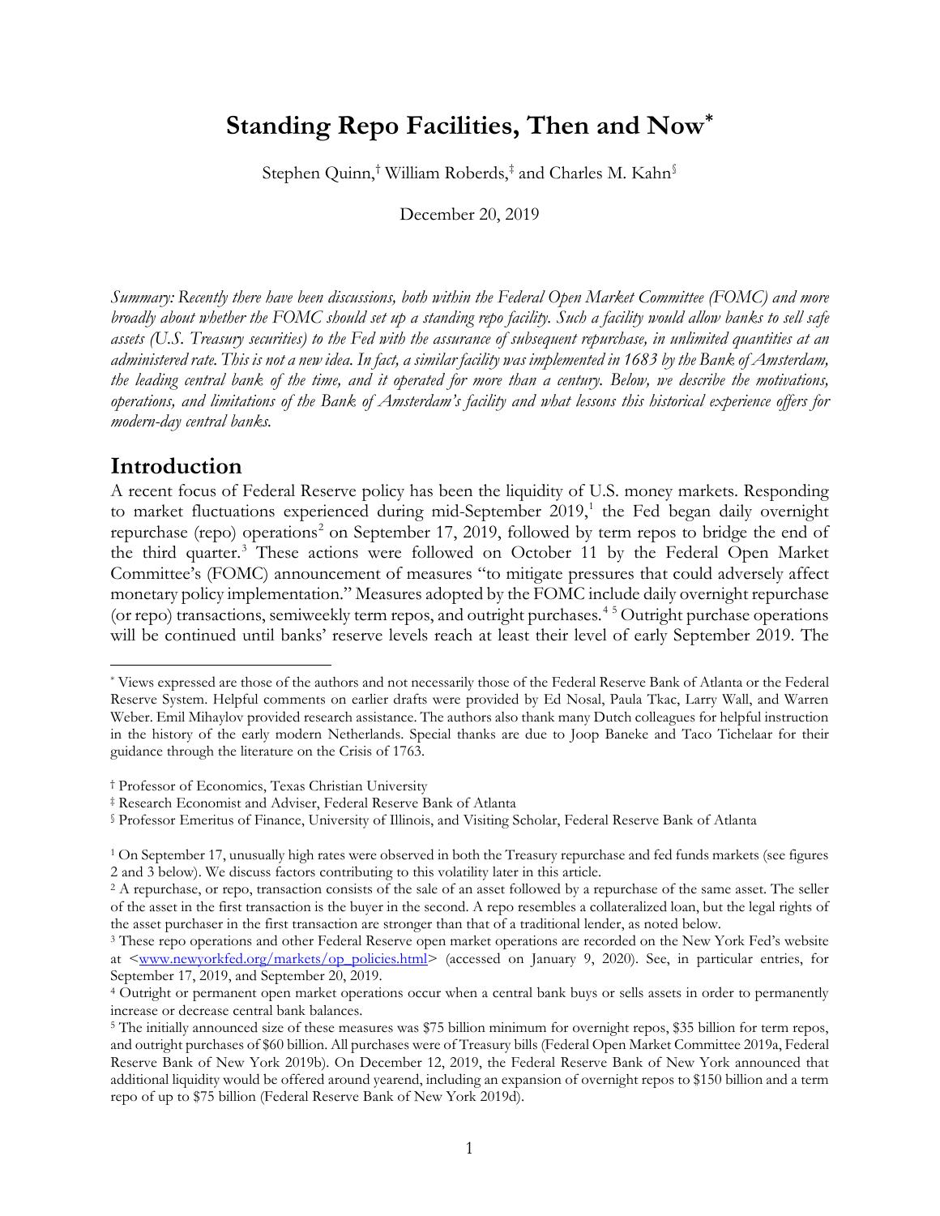# Standing Repo Facilities, Then and Now*

Stephen Quinn,† William Roberds,‡ and Charles M. Kahn§

December 20, 2019

*Summary: Recently there have been discussions, both within the Federal Open Market Committee (FOMC) and more broadly about whether the FOMC should set up a standing repo facility. Such a facility would allow banks to sell safe assets (U.S. Treasury securities) to the Fed with the assurance of subsequent repurchase, in unlimited quantities at an administered rate. This is not a new idea. In fact, a similar facility was implemented in 1683 by the Bank of Amsterdam, the leading central bank of the time, and it operated for more than a century. Below, we describe the motivations, operations, and limitations of the Bank of Amsterdam's facility and what lessons this historical experience offers for modern-day central banks.*

## Introduction

A recent focus of Federal Reserve policy has been the liquidity of U.S. money markets. Responding to market fluctuations experienced during mid-September 2019,[1] the Fed began daily overnight repurchase (repo) operations[2] on September 17, 2019, followed by term repos to bridge the end of the third quarter.[3] These actions were followed on October 11 by the Federal Open Market Committee's (FOMC) announcement of measures "to mitigate pressures that could adversely affect monetary policy implementation." Measures adopted by the FOMC include daily overnight repurchase (or repo) transactions, semiweekly term repos, and outright purchases.[4] [5] Outright purchase operations will be continued until banks' reserve levels reach at least their level of early September 2019. The

---

\* Views expressed are those of the authors and not necessarily those of the Federal Reserve Bank of Atlanta or the Federal Reserve System. Helpful comments on earlier drafts were provided by Ed Nosal, Paula Tkac, Larry Wall, and Warren Weber. Emil Mihaylov provided research assistance. The authors also thank many Dutch colleagues for helpful instruction in the history of the early modern Netherlands. Special thanks are due to Joop Baneke and Taco Tichelaar for their guidance through the literature on the Crisis of 1763.

† Professor of Economics, Texas Christian University

‡ Research Economist and Adviser, Federal Reserve Bank of Atlanta

§ Professor Emeritus of Finance, University of Illinois, and Visiting Scholar, Federal Reserve Bank of Atlanta

[1] On September 17, unusually high rates were observed in both the Treasury repurchase and fed funds markets (see figures 2 and 3 below). We discuss factors contributing to this volatility later in this article.

[2] A repurchase, or repo, transaction consists of the sale of an asset followed by a repurchase of the same asset. The seller of the asset in the first transaction is the buyer in the second. A repo resembles a collateralized loan, but the legal rights of the asset purchaser in the first transaction are stronger than that of a traditional lender, as noted below.

[3] These repo operations and other Federal Reserve open market operations are recorded on the New York Fed's website at <www.newyorkfed.org/markets/op_policies.html> (accessed on January 9, 2020). See, in particular entries, for September 17, 2019, and September 20, 2019.

[4] Outright or permanent open market operations occur when a central bank buys or sells assets in order to permanently increase or decrease central bank balances.

[5] The initially announced size of these measures was $75 billion minimum for overnight repos, $35 billion for term repos, and outright purchases of $60 billion. All purchases were of Treasury bills (Federal Open Market Committee 2019a, Federal Reserve Bank of New York 2019b). On December 12, 2019, the Federal Reserve Bank of New York announced that additional liquidity would be offered around yearend, including an expansion of overnight repos to $150 billion and a term repo of up to $75 billion (Federal Reserve Bank of New York 2019d).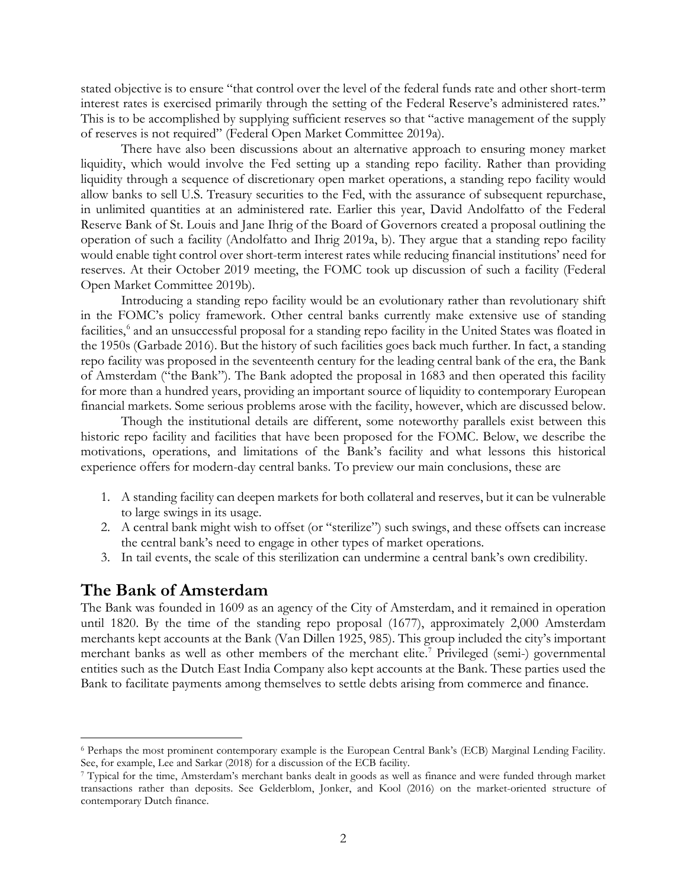stated objective is to ensure "that control over the level of the federal funds rate and other short-term interest rates is exercised primarily through the setting of the Federal Reserve's administered rates." This is to be accomplished by supplying sufficient reserves so that "active management of the supply of reserves is not required" (Federal Open Market Committee 2019a).

There have also been discussions about an alternative approach to ensuring money market liquidity, which would involve the Fed setting up a standing repo facility. Rather than providing liquidity through a sequence of discretionary open market operations, a standing repo facility would allow banks to sell U.S. Treasury securities to the Fed, with the assurance of subsequent repurchase, in unlimited quantities at an administered rate. Earlier this year, David Andolfatto of the Federal Reserve Bank of St. Louis and Jane Ihrig of the Board of Governors created a proposal outlining the operation of such a facility (Andolfatto and Ihrig 2019a, b). They argue that a standing repo facility would enable tight control over short-term interest rates while reducing financial institutions' need for reserves. At their October 2019 meeting, the FOMC took up discussion of such a facility (Federal Open Market Committee 2019b).

Introducing a standing repo facility would be an evolutionary rather than revolutionary shift in the FOMC's policy framework. Other central banks currently make extensive use of standing facilities,[6] and an unsuccessful proposal for a standing repo facility in the United States was floated in the 1950s (Garbade 2016). But the history of such facilities goes back much further. In fact, a standing repo facility was proposed in the seventeenth century for the leading central bank of the era, the Bank of Amsterdam ("the Bank"). The Bank adopted the proposal in 1683 and then operated this facility for more than a hundred years, providing an important source of liquidity to contemporary European financial markets. Some serious problems arose with the facility, however, which are discussed below.

Though the institutional details are different, some noteworthy parallels exist between this historic repo facility and facilities that have been proposed for the FOMC. Below, we describe the motivations, operations, and limitations of the Bank's facility and what lessons this historical experience offers for modern-day central banks. To preview our main conclusions, these are

1. A standing facility can deepen markets for both collateral and reserves, but it can be vulnerable to large swings in its usage.
2. A central bank might wish to offset (or "sterilize") such swings, and these offsets can increase the central bank's need to engage in other types of market operations.
3. In tail events, the scale of this sterilization can undermine a central bank's own credibility.

## The Bank of Amsterdam

The Bank was founded in 1609 as an agency of the City of Amsterdam, and it remained in operation until 1820. By the time of the standing repo proposal (1677), approximately 2,000 Amsterdam merchants kept accounts at the Bank (Van Dillen 1925, 985). This group included the city's important merchant banks as well as other members of the merchant elite.[7] Privileged (semi-) governmental entities such as the Dutch East India Company also kept accounts at the Bank. These parties used the Bank to facilitate payments among themselves to settle debts arising from commerce and finance.

---

[6] Perhaps the most prominent contemporary example is the European Central Bank's (ECB) Marginal Lending Facility. See, for example, Lee and Sarkar (2018) for a discussion of the ECB facility.

[7] Typical for the time, Amsterdam's merchant banks dealt in goods as well as finance and were funded through market transactions rather than deposits. See Gelderblom, Jonker, and Kool (2016) on the market-oriented structure of contemporary Dutch finance.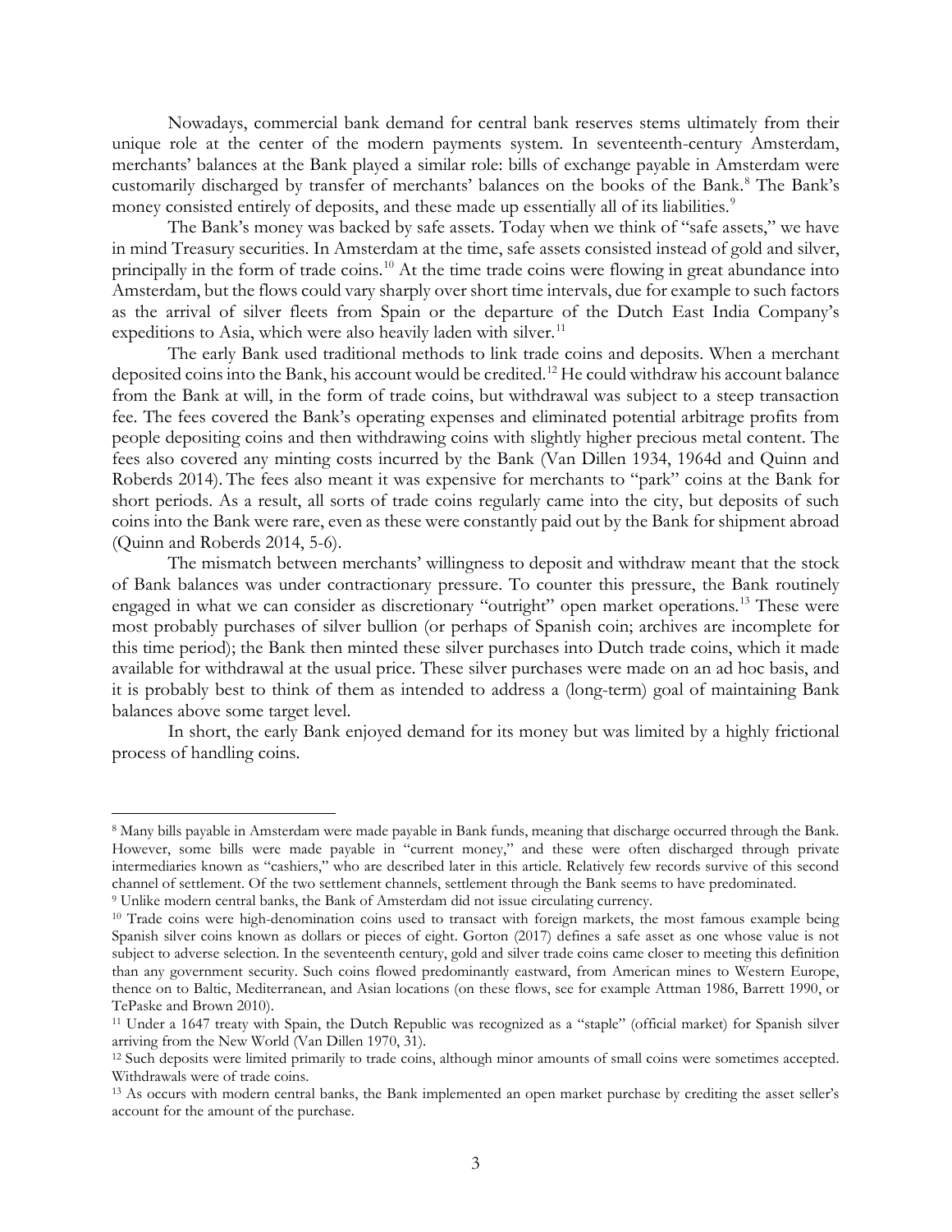Nowadays, commercial bank demand for central bank reserves stems ultimately from their unique role at the center of the modern payments system. In seventeenth-century Amsterdam, merchants' balances at the Bank played a similar role: bills of exchange payable in Amsterdam were customarily discharged by transfer of merchants' balances on the books of the Bank.[8] The Bank's money consisted entirely of deposits, and these made up essentially all of its liabilities.[9]

The Bank's money was backed by safe assets. Today when we think of "safe assets," we have in mind Treasury securities. In Amsterdam at the time, safe assets consisted instead of gold and silver, principally in the form of trade coins.[10] At the time trade coins were flowing in great abundance into Amsterdam, but the flows could vary sharply over short time intervals, due for example to such factors as the arrival of silver fleets from Spain or the departure of the Dutch East India Company's expeditions to Asia, which were also heavily laden with silver.[11]

The early Bank used traditional methods to link trade coins and deposits. When a merchant deposited coins into the Bank, his account would be credited.[12] He could withdraw his account balance from the Bank at will, in the form of trade coins, but withdrawal was subject to a steep transaction fee. The fees covered the Bank's operating expenses and eliminated potential arbitrage profits from people depositing coins and then withdrawing coins with slightly higher precious metal content. The fees also covered any minting costs incurred by the Bank (Van Dillen 1934, 1964d and Quinn and Roberds 2014). The fees also meant it was expensive for merchants to "park" coins at the Bank for short periods. As a result, all sorts of trade coins regularly came into the city, but deposits of such coins into the Bank were rare, even as these were constantly paid out by the Bank for shipment abroad (Quinn and Roberds 2014, 5-6).

The mismatch between merchants' willingness to deposit and withdraw meant that the stock of Bank balances was under contractionary pressure. To counter this pressure, the Bank routinely engaged in what we can consider as discretionary "outright" open market operations.[13] These were most probably purchases of silver bullion (or perhaps of Spanish coin; archives are incomplete for this time period); the Bank then minted these silver purchases into Dutch trade coins, which it made available for withdrawal at the usual price. These silver purchases were made on an ad hoc basis, and it is probably best to think of them as intended to address a (long-term) goal of maintaining Bank balances above some target level.

In short, the early Bank enjoyed demand for its money but was limited by a highly frictional process of handling coins.

---

[8] Many bills payable in Amsterdam were made payable in Bank funds, meaning that discharge occurred through the Bank. However, some bills were made payable in "current money," and these were often discharged through private intermediaries known as "cashiers," who are described later in this article. Relatively few records survive of this second channel of settlement. Of the two settlement channels, settlement through the Bank seems to have predominated.

[9] Unlike modern central banks, the Bank of Amsterdam did not issue circulating currency.

[10] Trade coins were high-denomination coins used to transact with foreign markets, the most famous example being Spanish silver coins known as dollars or pieces of eight. Gorton (2017) defines a safe asset as one whose value is not subject to adverse selection. In the seventeenth century, gold and silver trade coins came closer to meeting this definition than any government security. Such coins flowed predominantly eastward, from American mines to Western Europe, thence on to Baltic, Mediterranean, and Asian locations (on these flows, see for example Attman 1986, Barrett 1990, or TePaske and Brown 2010).

[11] Under a 1647 treaty with Spain, the Dutch Republic was recognized as a "staple" (official market) for Spanish silver arriving from the New World (Van Dillen 1970, 31).

[12] Such deposits were limited primarily to trade coins, although minor amounts of small coins were sometimes accepted. Withdrawals were of trade coins.

[13] As occurs with modern central banks, the Bank implemented an open market purchase by crediting the asset seller's account for the amount of the purchase.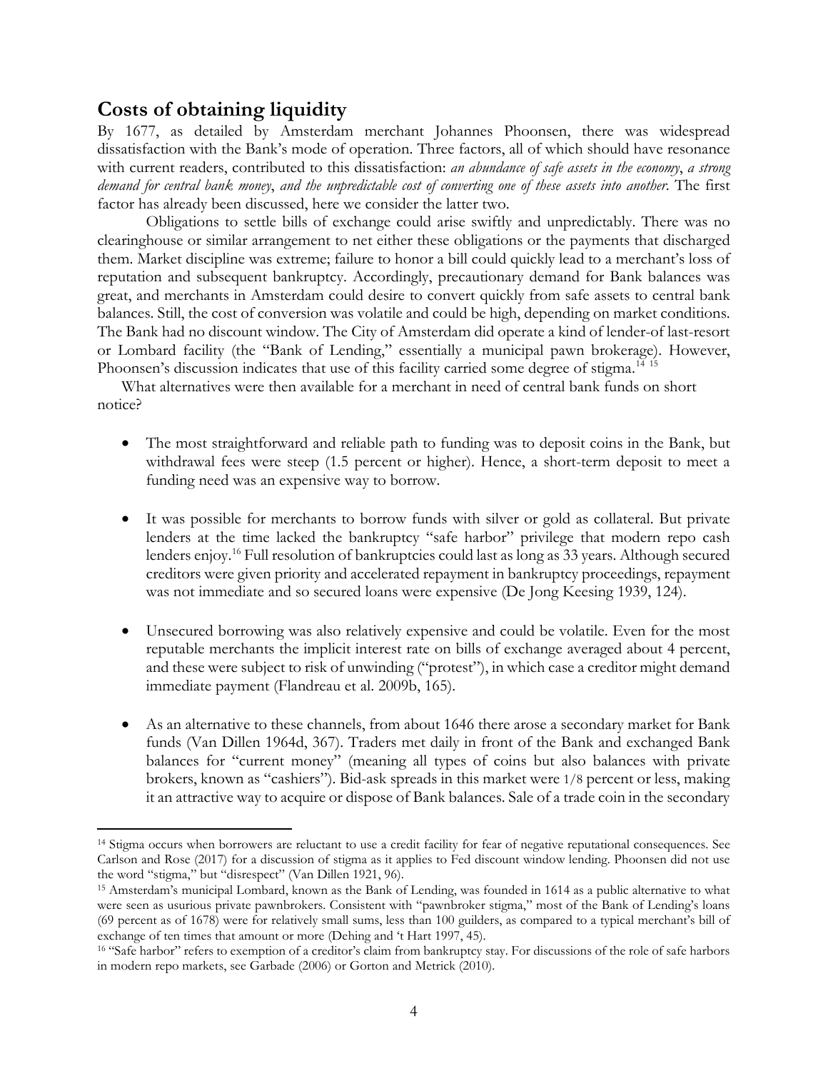## Costs of obtaining liquidity

By 1677, as detailed by Amsterdam merchant Johannes Phoonsen, there was widespread dissatisfaction with the Bank's mode of operation. Three factors, all of which should have resonance with current readers, contributed to this dissatisfaction: *an abundance of safe assets in the economy*, *a strong demand for central bank money*, *and the unpredictable cost of converting one of these assets into another*. The first factor has already been discussed, here we consider the latter two.

Obligations to settle bills of exchange could arise swiftly and unpredictably. There was no clearinghouse or similar arrangement to net either these obligations or the payments that discharged them. Market discipline was extreme; failure to honor a bill could quickly lead to a merchant's loss of reputation and subsequent bankruptcy. Accordingly, precautionary demand for Bank balances was great, and merchants in Amsterdam could desire to convert quickly from safe assets to central bank balances. Still, the cost of conversion was volatile and could be high, depending on market conditions. The Bank had no discount window. The City of Amsterdam did operate a kind of lender-of last-resort or Lombard facility (the "Bank of Lending," essentially a municipal pawn brokerage). However, Phoonsen's discussion indicates that use of this facility carried some degree of stigma.[14] [15]

What alternatives were then available for a merchant in need of central bank funds on short notice?

- The most straightforward and reliable path to funding was to deposit coins in the Bank, but withdrawal fees were steep (1.5 percent or higher). Hence, a short-term deposit to meet a funding need was an expensive way to borrow.

- It was possible for merchants to borrow funds with silver or gold as collateral. But private lenders at the time lacked the bankruptcy "safe harbor" privilege that modern repo cash lenders enjoy.[16] Full resolution of bankruptcies could last as long as 33 years. Although secured creditors were given priority and accelerated repayment in bankruptcy proceedings, repayment was not immediate and so secured loans were expensive (De Jong Keesing 1939, 124).

- Unsecured borrowing was also relatively expensive and could be volatile. Even for the most reputable merchants the implicit interest rate on bills of exchange averaged about 4 percent, and these were subject to risk of unwinding ("protest"), in which case a creditor might demand immediate payment (Flandreau et al. 2009b, 165).

- As an alternative to these channels, from about 1646 there arose a secondary market for Bank funds (Van Dillen 1964d, 367). Traders met daily in front of the Bank and exchanged Bank balances for "current money" (meaning all types of coins but also balances with private brokers, known as "cashiers"). Bid-ask spreads in this market were 1/8 percent or less, making it an attractive way to acquire or dispose of Bank balances. Sale of a trade coin in the secondary

---

[14] Stigma occurs when borrowers are reluctant to use a credit facility for fear of negative reputational consequences. See Carlson and Rose (2017) for a discussion of stigma as it applies to Fed discount window lending. Phoonsen did not use the word "stigma," but "disrespect" (Van Dillen 1921, 96).

[15] Amsterdam's municipal Lombard, known as the Bank of Lending, was founded in 1614 as a public alternative to what were seen as usurious private pawnbrokers. Consistent with "pawnbroker stigma," most of the Bank of Lending's loans (69 percent as of 1678) were for relatively small sums, less than 100 guilders, as compared to a typical merchant's bill of exchange of ten times that amount or more (Dehing and 't Hart 1997, 45).

[16] "Safe harbor" refers to exemption of a creditor's claim from bankruptcy stay. For discussions of the role of safe harbors in modern repo markets, see Garbade (2006) or Gorton and Metrick (2010).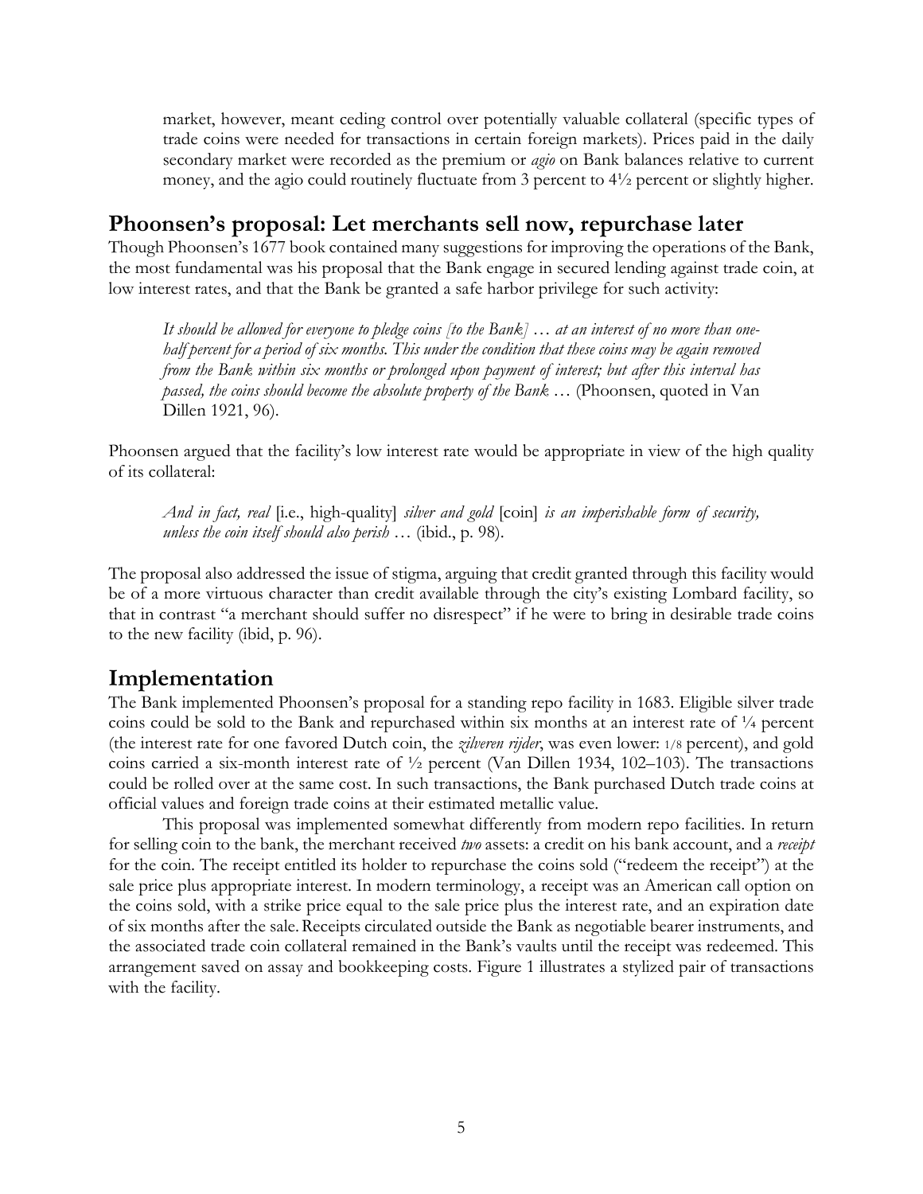market, however, meant ceding control over potentially valuable collateral (specific types of trade coins were needed for transactions in certain foreign markets). Prices paid in the daily secondary market were recorded as the premium or *agio* on Bank balances relative to current money, and the agio could routinely fluctuate from 3 percent to 4½ percent or slightly higher.

## Phoonsen's proposal: Let merchants sell now, repurchase later

Though Phoonsen's 1677 book contained many suggestions for improving the operations of the Bank, the most fundamental was his proposal that the Bank engage in secured lending against trade coin, at low interest rates, and that the Bank be granted a safe harbor privilege for such activity:

> *It should be allowed for everyone to pledge coins [to the Bank] … at an interest of no more than one-half percent for a period of six months. This under the condition that these coins may be again removed from the Bank within six months or prolonged upon payment of interest; but after this interval has passed, the coins should become the absolute property of the Bank …* (Phoonsen, quoted in Van Dillen 1921, 96).

Phoonsen argued that the facility's low interest rate would be appropriate in view of the high quality of its collateral:

> *And in fact, real* [i.e., high-quality] *silver and gold* [coin] *is an imperishable form of security, unless the coin itself should also perish …* (ibid., p. 98).

The proposal also addressed the issue of stigma, arguing that credit granted through this facility would be of a more virtuous character than credit available through the city's existing Lombard facility, so that in contrast "a merchant should suffer no disrespect" if he were to bring in desirable trade coins to the new facility (ibid, p. 96).

## Implementation

The Bank implemented Phoonsen's proposal for a standing repo facility in 1683. Eligible silver trade coins could be sold to the Bank and repurchased within six months at an interest rate of ¼ percent (the interest rate for one favored Dutch coin, the *zilveren rijder*, was even lower: 1/8 percent), and gold coins carried a six-month interest rate of ½ percent (Van Dillen 1934, 102–103). The transactions could be rolled over at the same cost. In such transactions, the Bank purchased Dutch trade coins at official values and foreign trade coins at their estimated metallic value.

This proposal was implemented somewhat differently from modern repo facilities. In return for selling coin to the bank, the merchant received *two* assets: a credit on his bank account, and a *receipt* for the coin. The receipt entitled its holder to repurchase the coins sold ("redeem the receipt") at the sale price plus appropriate interest. In modern terminology, a receipt was an American call option on the coins sold, with a strike price equal to the sale price plus the interest rate, and an expiration date of six months after the sale. Receipts circulated outside the Bank as negotiable bearer instruments, and the associated trade coin collateral remained in the Bank's vaults until the receipt was redeemed. This arrangement saved on assay and bookkeeping costs. Figure 1 illustrates a stylized pair of transactions with the facility.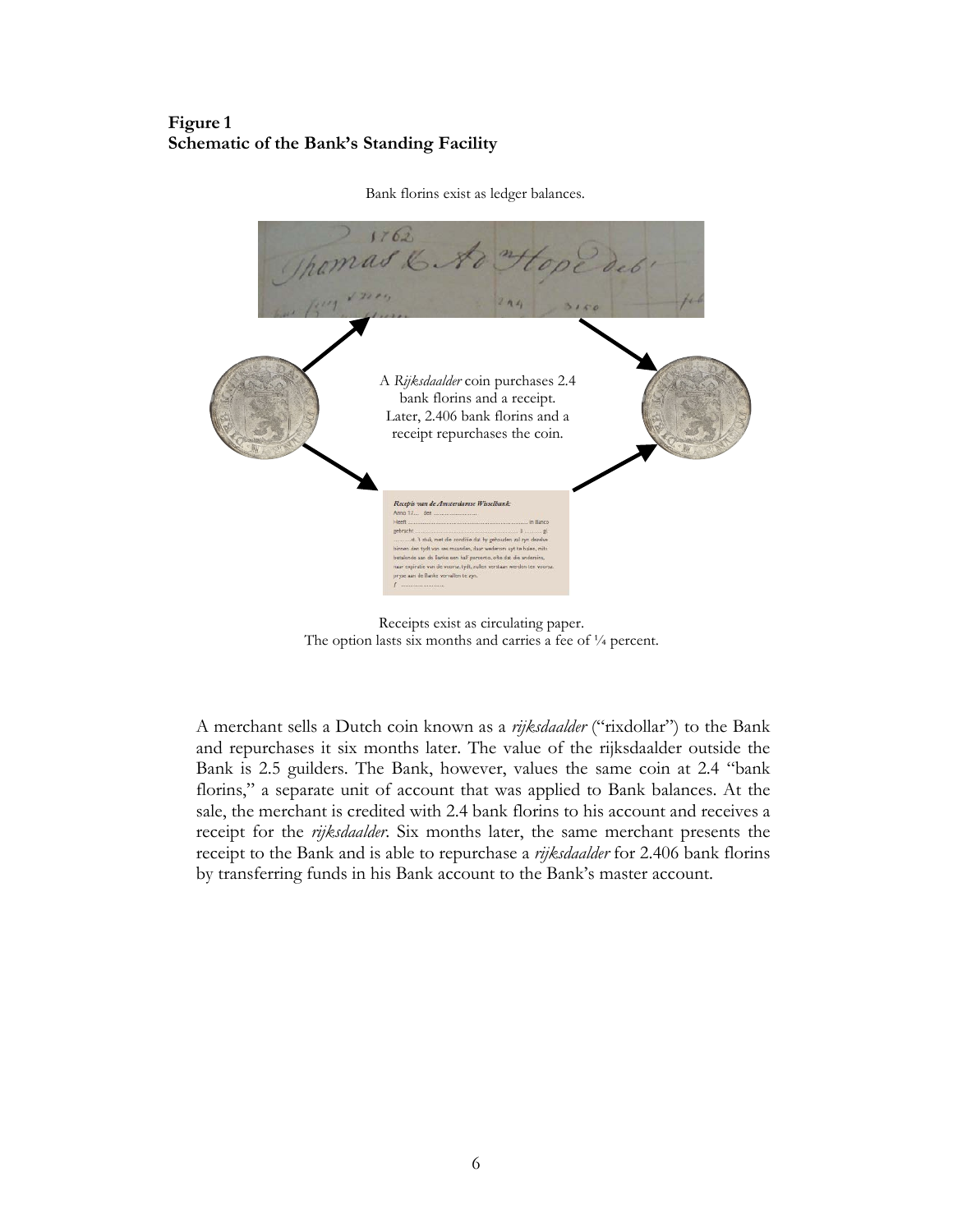**Figure 1**
**Schematic of the Bank's Standing Facility**

Bank florins exist as ledger balances.

A *Rijksdaalder* coin purchases 2.4 bank florins and a receipt. Later, 2.406 bank florins and a receipt repurchases the coin.

Receipts exist as circulating paper.
The option lasts six months and carries a fee of ¼ percent.

A merchant sells a Dutch coin known as a *rijksdaalder* ("rixdollar") to the Bank and repurchases it six months later. The value of the rijksdaalder outside the Bank is 2.5 guilders. The Bank, however, values the same coin at 2.4 "bank florins," a separate unit of account that was applied to Bank balances. At the sale, the merchant is credited with 2.4 bank florins to his account and receives a receipt for the *rijksdaalder*. Six months later, the same merchant presents the receipt to the Bank and is able to repurchase a *rijksdaalder* for 2.406 bank florins by transferring funds in his Bank account to the Bank's master account.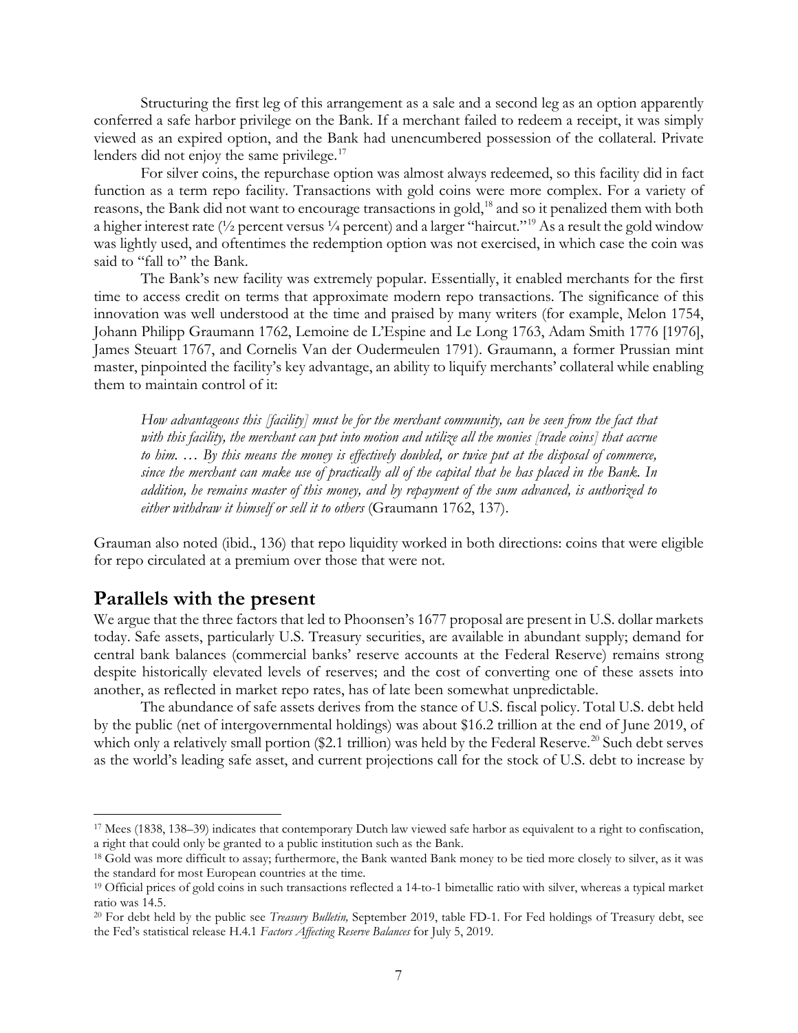Structuring the first leg of this arrangement as a sale and a second leg as an option apparently conferred a safe harbor privilege on the Bank. If a merchant failed to redeem a receipt, it was simply viewed as an expired option, and the Bank had unencumbered possession of the collateral. Private lenders did not enjoy the same privilege.[17]

For silver coins, the repurchase option was almost always redeemed, so this facility did in fact function as a term repo facility. Transactions with gold coins were more complex. For a variety of reasons, the Bank did not want to encourage transactions in gold,[18] and so it penalized them with both a higher interest rate (½ percent versus ¼ percent) and a larger "haircut."[19] As a result the gold window was lightly used, and oftentimes the redemption option was not exercised, in which case the coin was said to "fall to" the Bank.

The Bank's new facility was extremely popular. Essentially, it enabled merchants for the first time to access credit on terms that approximate modern repo transactions. The significance of this innovation was well understood at the time and praised by many writers (for example, Melon 1754, Johann Philipp Graumann 1762, Lemoine de L'Espine and Le Long 1763, Adam Smith 1776 [1976], James Steuart 1767, and Cornelis Van der Oudermeulen 1791). Graumann, a former Prussian mint master, pinpointed the facility's key advantage, an ability to liquify merchants' collateral while enabling them to maintain control of it:

> *How advantageous this [facility] must be for the merchant community, can be seen from the fact that with this facility, the merchant can put into motion and utilize all the monies [trade coins] that accrue to him. … By this means the money is effectively doubled, or twice put at the disposal of commerce, since the merchant can make use of practically all of the capital that he has placed in the Bank. In addition, he remains master of this money, and by repayment of the sum advanced, is authorized to either withdraw it himself or sell it to others* (Graumann 1762, 137).

Grauman also noted (ibid., 136) that repo liquidity worked in both directions: coins that were eligible for repo circulated at a premium over those that were not.

## Parallels with the present

We argue that the three factors that led to Phoonsen's 1677 proposal are present in U.S. dollar markets today. Safe assets, particularly U.S. Treasury securities, are available in abundant supply; demand for central bank balances (commercial banks' reserve accounts at the Federal Reserve) remains strong despite historically elevated levels of reserves; and the cost of converting one of these assets into another, as reflected in market repo rates, has of late been somewhat unpredictable.

The abundance of safe assets derives from the stance of U.S. fiscal policy. Total U.S. debt held by the public (net of intergovernmental holdings) was about $16.2 trillion at the end of June 2019, of which only a relatively small portion ($2.1 trillion) was held by the Federal Reserve.[20] Such debt serves as the world's leading safe asset, and current projections call for the stock of U.S. debt to increase by

---

[17] Mees (1838, 138–39) indicates that contemporary Dutch law viewed safe harbor as equivalent to a right to confiscation, a right that could only be granted to a public institution such as the Bank.

[18] Gold was more difficult to assay; furthermore, the Bank wanted Bank money to be tied more closely to silver, as it was the standard for most European countries at the time.

[19] Official prices of gold coins in such transactions reflected a 14-to-1 bimetallic ratio with silver, whereas a typical market ratio was 14.5.

[20] For debt held by the public see *Treasury Bulletin,* September 2019, table FD-1. For Fed holdings of Treasury debt, see the Fed's statistical release H.4.1 *Factors Affecting Reserve Balances* for July 5, 2019.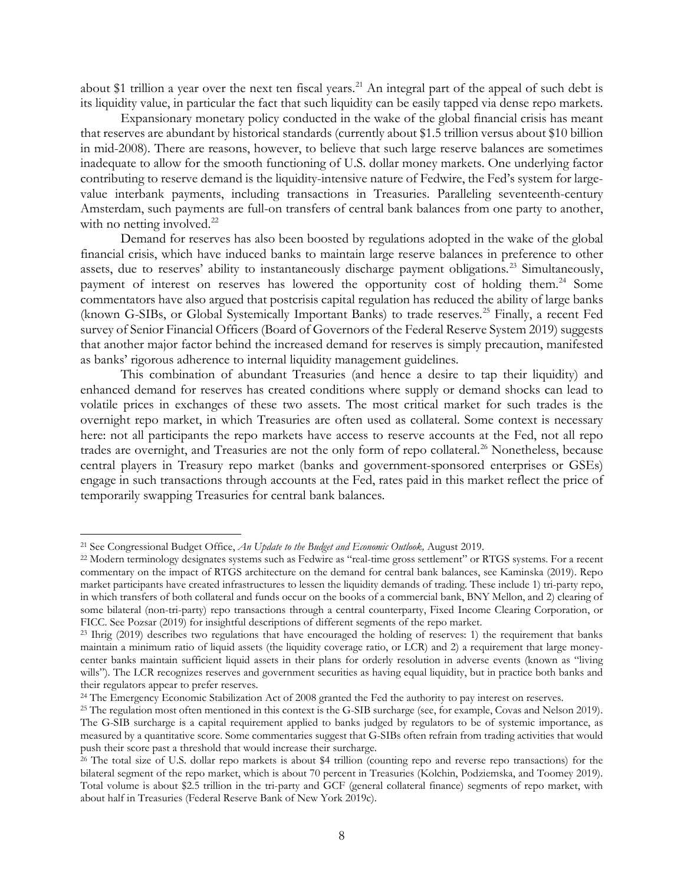about $1 trillion a year over the next ten fiscal years.[21] An integral part of the appeal of such debt is its liquidity value, in particular the fact that such liquidity can be easily tapped via dense repo markets.

Expansionary monetary policy conducted in the wake of the global financial crisis has meant that reserves are abundant by historical standards (currently about $1.5 trillion versus about $10 billion in mid-2008). There are reasons, however, to believe that such large reserve balances are sometimes inadequate to allow for the smooth functioning of U.S. dollar money markets. One underlying factor contributing to reserve demand is the liquidity-intensive nature of Fedwire, the Fed's system for large-value interbank payments, including transactions in Treasuries. Paralleling seventeenth-century Amsterdam, such payments are full-on transfers of central bank balances from one party to another, with no netting involved.[22]

Demand for reserves has also been boosted by regulations adopted in the wake of the global financial crisis, which have induced banks to maintain large reserve balances in preference to other assets, due to reserves' ability to instantaneously discharge payment obligations.[23] Simultaneously, payment of interest on reserves has lowered the opportunity cost of holding them.[24] Some commentators have also argued that postcrisis capital regulation has reduced the ability of large banks (known G-SIBs, or Global Systemically Important Banks) to trade reserves.[25] Finally, a recent Fed survey of Senior Financial Officers (Board of Governors of the Federal Reserve System 2019) suggests that another major factor behind the increased demand for reserves is simply precaution, manifested as banks' rigorous adherence to internal liquidity management guidelines.

This combination of abundant Treasuries (and hence a desire to tap their liquidity) and enhanced demand for reserves has created conditions where supply or demand shocks can lead to volatile prices in exchanges of these two assets. The most critical market for such trades is the overnight repo market, in which Treasuries are often used as collateral. Some context is necessary here: not all participants the repo markets have access to reserve accounts at the Fed, not all repo trades are overnight, and Treasuries are not the only form of repo collateral.[26] Nonetheless, because central players in Treasury repo market (banks and government-sponsored enterprises or GSEs) engage in such transactions through accounts at the Fed, rates paid in this market reflect the price of temporarily swapping Treasuries for central bank balances.

---

[21] See Congressional Budget Office, *An Update to the Budget and Economic Outlook,* August 2019.

[22] Modern terminology designates systems such as Fedwire as "real-time gross settlement" or RTGS systems. For a recent commentary on the impact of RTGS architecture on the demand for central bank balances, see Kaminska (2019). Repo market participants have created infrastructures to lessen the liquidity demands of trading. These include 1) tri-party repo, in which transfers of both collateral and funds occur on the books of a commercial bank, BNY Mellon, and 2) clearing of some bilateral (non-tri-party) repo transactions through a central counterparty, Fixed Income Clearing Corporation, or FICC. See Pozsar (2019) for insightful descriptions of different segments of the repo market.

[23] Ihrig (2019) describes two regulations that have encouraged the holding of reserves: 1) the requirement that banks maintain a minimum ratio of liquid assets (the liquidity coverage ratio, or LCR) and 2) a requirement that large money-center banks maintain sufficient liquid assets in their plans for orderly resolution in adverse events (known as "living wills"). The LCR recognizes reserves and government securities as having equal liquidity, but in practice both banks and their regulators appear to prefer reserves.

[24] The Emergency Economic Stabilization Act of 2008 granted the Fed the authority to pay interest on reserves.

[25] The regulation most often mentioned in this context is the G-SIB surcharge (see, for example, Covas and Nelson 2019). The G-SIB surcharge is a capital requirement applied to banks judged by regulators to be of systemic importance, as measured by a quantitative score. Some commentaries suggest that G-SIBs often refrain from trading activities that would push their score past a threshold that would increase their surcharge.

[26] The total size of U.S. dollar repo markets is about $4 trillion (counting repo and reverse repo transactions) for the bilateral segment of the repo market, which is about 70 percent in Treasuries (Kolchin, Podziemska, and Toomey 2019). Total volume is about $2.5 trillion in the tri-party and GCF (general collateral finance) segments of repo market, with about half in Treasuries (Federal Reserve Bank of New York 2019c).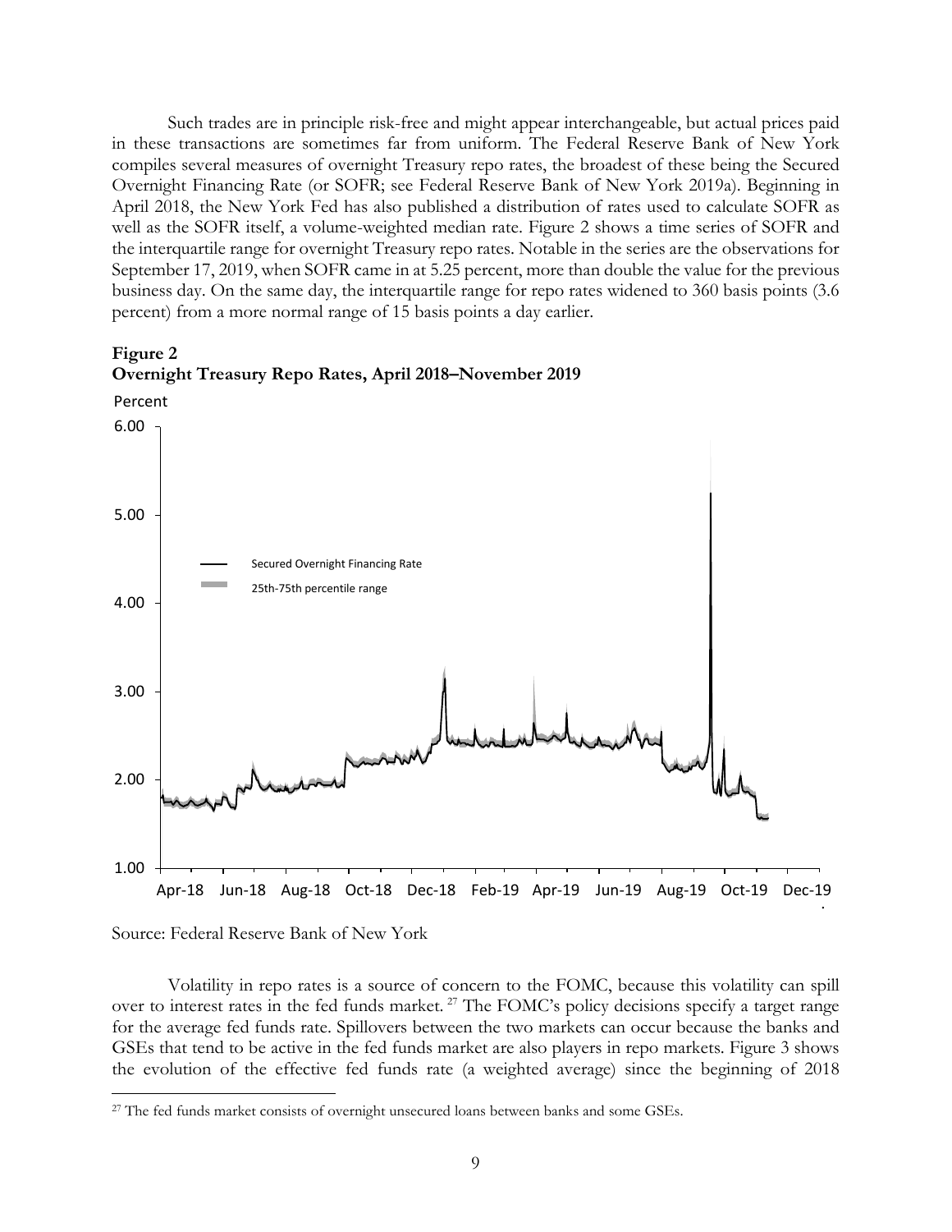Such trades are in principle risk-free and might appear interchangeable, but actual prices paid in these transactions are sometimes far from uniform. The Federal Reserve Bank of New York compiles several measures of overnight Treasury repo rates, the broadest of these being the Secured Overnight Financing Rate (or SOFR; see Federal Reserve Bank of New York 2019a). Beginning in April 2018, the New York Fed has also published a distribution of rates used to calculate SOFR as well as the SOFR itself, a volume-weighted median rate. Figure 2 shows a time series of SOFR and the interquartile range for overnight Treasury repo rates. Notable in the series are the observations for September 17, 2019, when SOFR came in at 5.25 percent, more than double the value for the previous business day. On the same day, the interquartile range for repo rates widened to 360 basis points (3.6 percent) from a more normal range of 15 basis points a day earlier.

**Figure 2**
**Overnight Treasury Repo Rates, April 2018–November 2019**

Source: Federal Reserve Bank of New York

Volatility in repo rates is a source of concern to the FOMC, because this volatility can spill over to interest rates in the fed funds market.[27] The FOMC's policy decisions specify a target range for the average fed funds rate. Spillovers between the two markets can occur because the banks and GSEs that tend to be active in the fed funds market are also players in repo markets. Figure 3 shows the evolution of the effective fed funds rate (a weighted average) since the beginning of 2018

[27] The fed funds market consists of overnight unsecured loans between banks and some GSEs.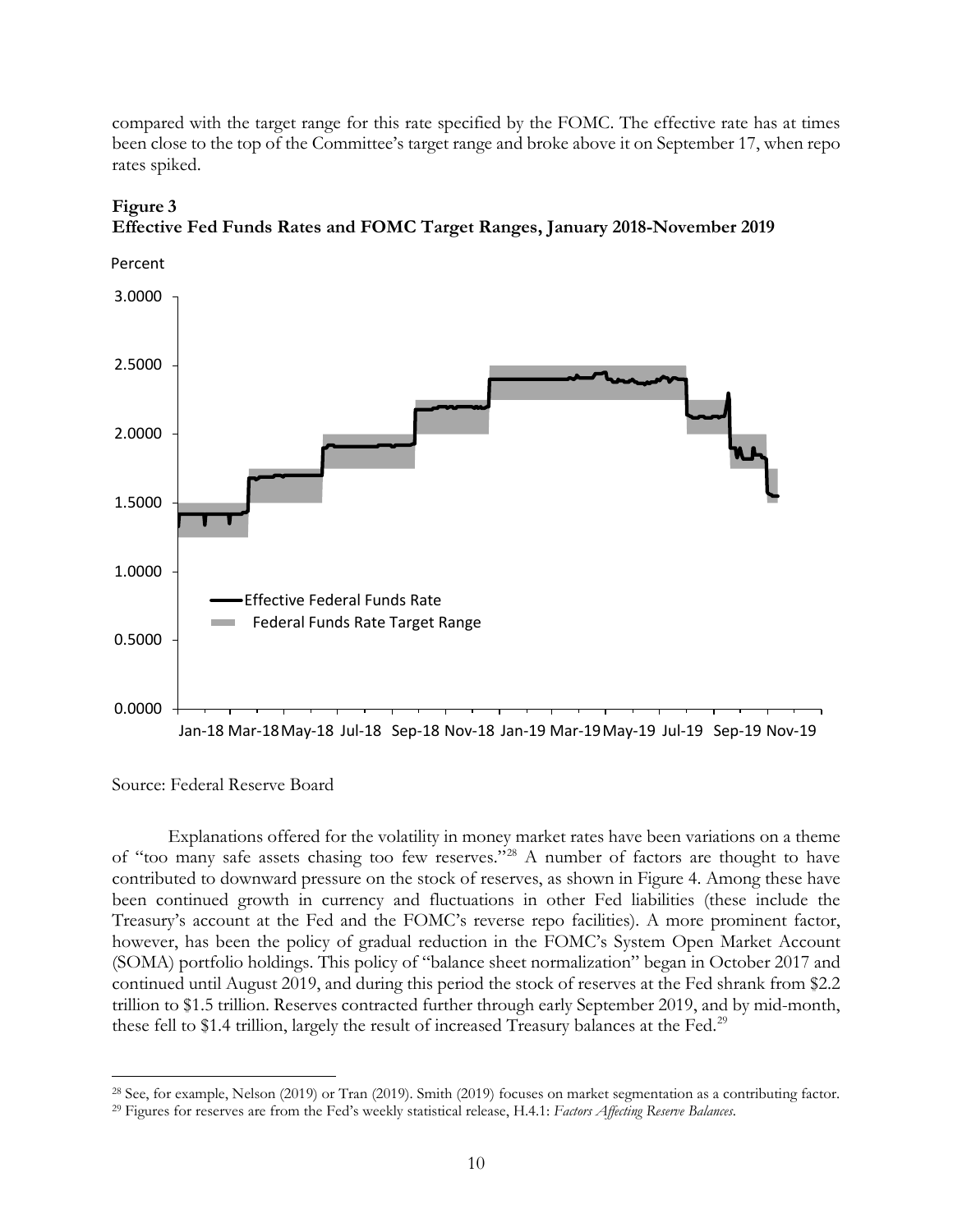compared with the target range for this rate specified by the FOMC. The effective rate has at times been close to the top of the Committee's target range and broke above it on September 17, when repo rates spiked.

**Figure 3**
**Effective Fed Funds Rates and FOMC Target Ranges, January 2018-November 2019**

Source: Federal Reserve Board

Explanations offered for the volatility in money market rates have been variations on a theme of "too many safe assets chasing too few reserves."[28] A number of factors are thought to have contributed to downward pressure on the stock of reserves, as shown in Figure 4. Among these have been continued growth in currency and fluctuations in other Fed liabilities (these include the Treasury's account at the Fed and the FOMC's reverse repo facilities). A more prominent factor, however, has been the policy of gradual reduction in the FOMC's System Open Market Account (SOMA) portfolio holdings. This policy of "balance sheet normalization" began in October 2017 and continued until August 2019, and during this period the stock of reserves at the Fed shrank from \$2.2 trillion to \$1.5 trillion. Reserves contracted further through early September 2019, and by mid-month, these fell to \$1.4 trillion, largely the result of increased Treasury balances at the Fed.[29]

[28] See, for example, Nelson (2019) or Tran (2019). Smith (2019) focuses on market segmentation as a contributing factor.

[29] Figures for reserves are from the Fed's weekly statistical release, H.4.1: *Factors Affecting Reserve Balances*.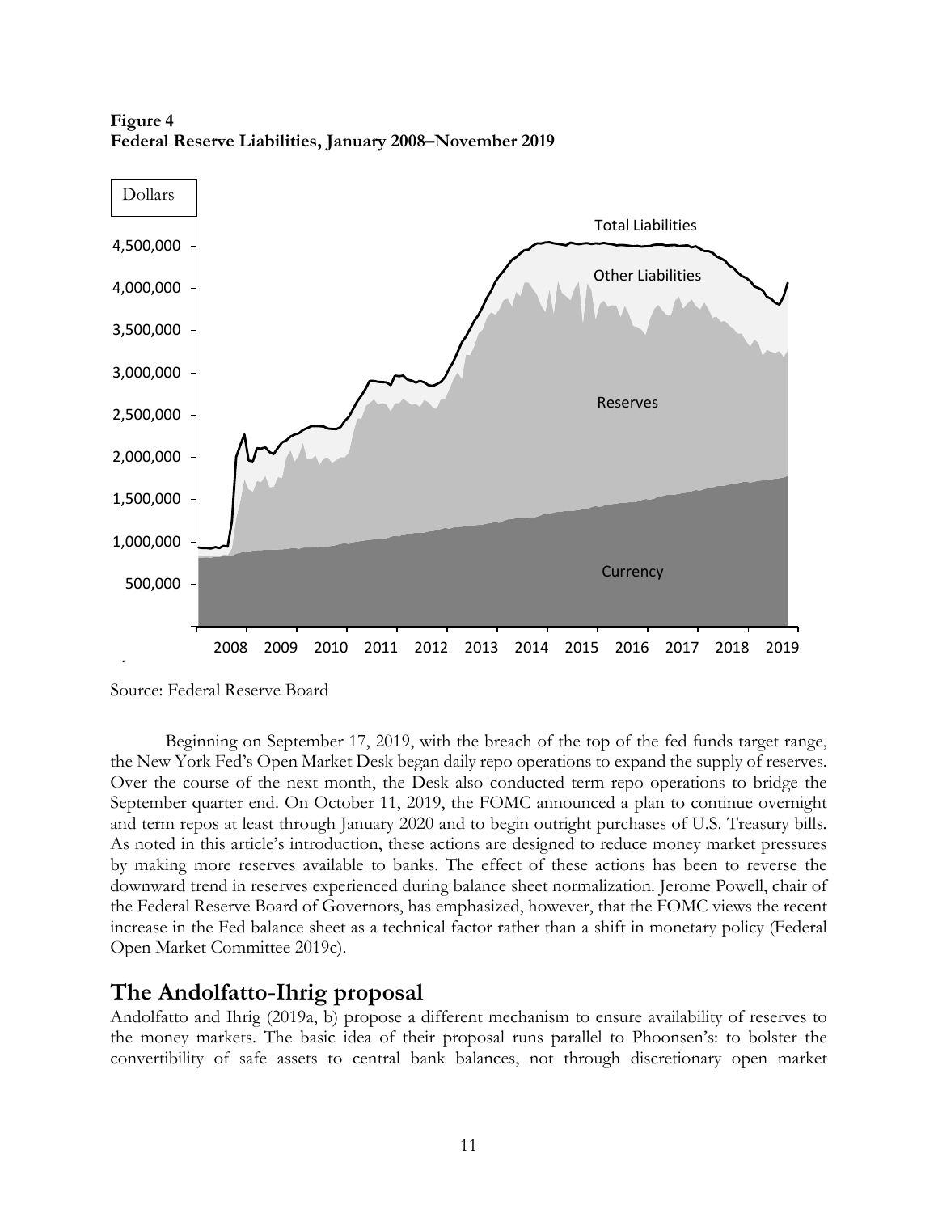**Figure 4**
**Federal Reserve Liabilities, January 2008–November 2019**

Source: Federal Reserve Board

Beginning on September 17, 2019, with the breach of the top of the fed funds target range, the New York Fed's Open Market Desk began daily repo operations to expand the supply of reserves. Over the course of the next month, the Desk also conducted term repo operations to bridge the September quarter end. On October 11, 2019, the FOMC announced a plan to continue overnight and term repos at least through January 2020 and to begin outright purchases of U.S. Treasury bills. As noted in this article's introduction, these actions are designed to reduce money market pressures by making more reserves available to banks. The effect of these actions has been to reverse the downward trend in reserves experienced during balance sheet normalization. Jerome Powell, chair of the Federal Reserve Board of Governors, has emphasized, however, that the FOMC views the recent increase in the Fed balance sheet as a technical factor rather than a shift in monetary policy (Federal Open Market Committee 2019c).

## The Andolfatto-Ihrig proposal

Andolfatto and Ihrig (2019a, b) propose a different mechanism to ensure availability of reserves to the money markets. The basic idea of their proposal runs parallel to Phoonsen's: to bolster the convertibility of safe assets to central bank balances, not through discretionary open market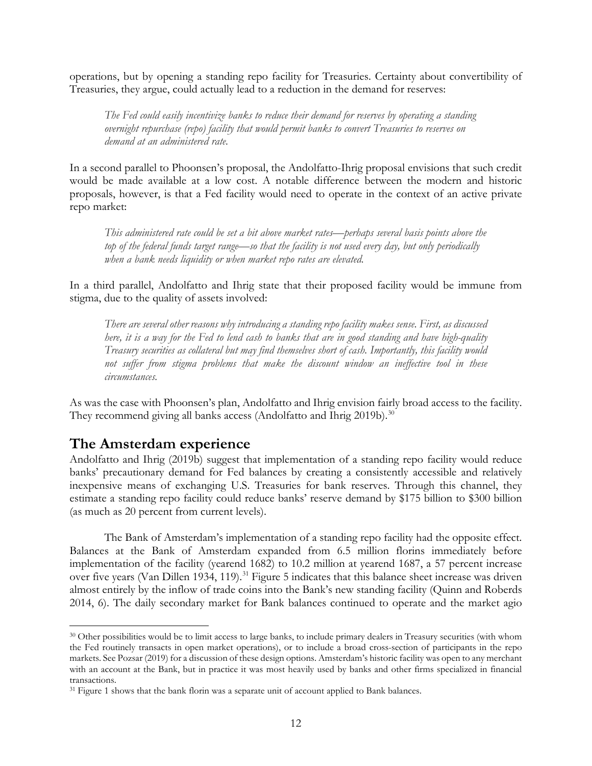operations, but by opening a standing repo facility for Treasuries. Certainty about convertibility of Treasuries, they argue, could actually lead to a reduction in the demand for reserves:

> *The Fed could easily incentivize banks to reduce their demand for reserves by operating a standing overnight repurchase (repo) facility that would permit banks to convert Treasuries to reserves on demand at an administered rate.*

In a second parallel to Phoonsen's proposal, the Andolfatto-Ihrig proposal envisions that such credit would be made available at a low cost. A notable difference between the modern and historic proposals, however, is that a Fed facility would need to operate in the context of an active private repo market:

> *This administered rate could be set a bit above market rates—perhaps several basis points above the top of the federal funds target range—so that the facility is not used every day, but only periodically when a bank needs liquidity or when market repo rates are elevated.*

In a third parallel, Andolfatto and Ihrig state that their proposed facility would be immune from stigma, due to the quality of assets involved:

> *There are several other reasons why introducing a standing repo facility makes sense. First, as discussed here, it is a way for the Fed to lend cash to banks that are in good standing and have high-quality Treasury securities as collateral but may find themselves short of cash. Importantly, this facility would not suffer from stigma problems that make the discount window an ineffective tool in these circumstances.*

As was the case with Phoonsen's plan, Andolfatto and Ihrig envision fairly broad access to the facility. They recommend giving all banks access (Andolfatto and Ihrig 2019b).[30]

## The Amsterdam experience

Andolfatto and Ihrig (2019b) suggest that implementation of a standing repo facility would reduce banks' precautionary demand for Fed balances by creating a consistently accessible and relatively inexpensive means of exchanging U.S. Treasuries for bank reserves. Through this channel, they estimate a standing repo facility could reduce banks' reserve demand by $175 billion to $300 billion (as much as 20 percent from current levels).

The Bank of Amsterdam's implementation of a standing repo facility had the opposite effect. Balances at the Bank of Amsterdam expanded from 6.5 million florins immediately before implementation of the facility (yearend 1682) to 10.2 million at yearend 1687, a 57 percent increase over five years (Van Dillen 1934, 119).[31] Figure 5 indicates that this balance sheet increase was driven almost entirely by the inflow of trade coins into the Bank's new standing facility (Quinn and Roberds 2014, 6). The daily secondary market for Bank balances continued to operate and the market agio

---

[30] Other possibilities would be to limit access to large banks, to include primary dealers in Treasury securities (with whom the Fed routinely transacts in open market operations), or to include a broad cross-section of participants in the repo markets. See Pozsar (2019) for a discussion of these design options. Amsterdam's historic facility was open to any merchant with an account at the Bank, but in practice it was most heavily used by banks and other firms specialized in financial transactions.

[31] Figure 1 shows that the bank florin was a separate unit of account applied to Bank balances.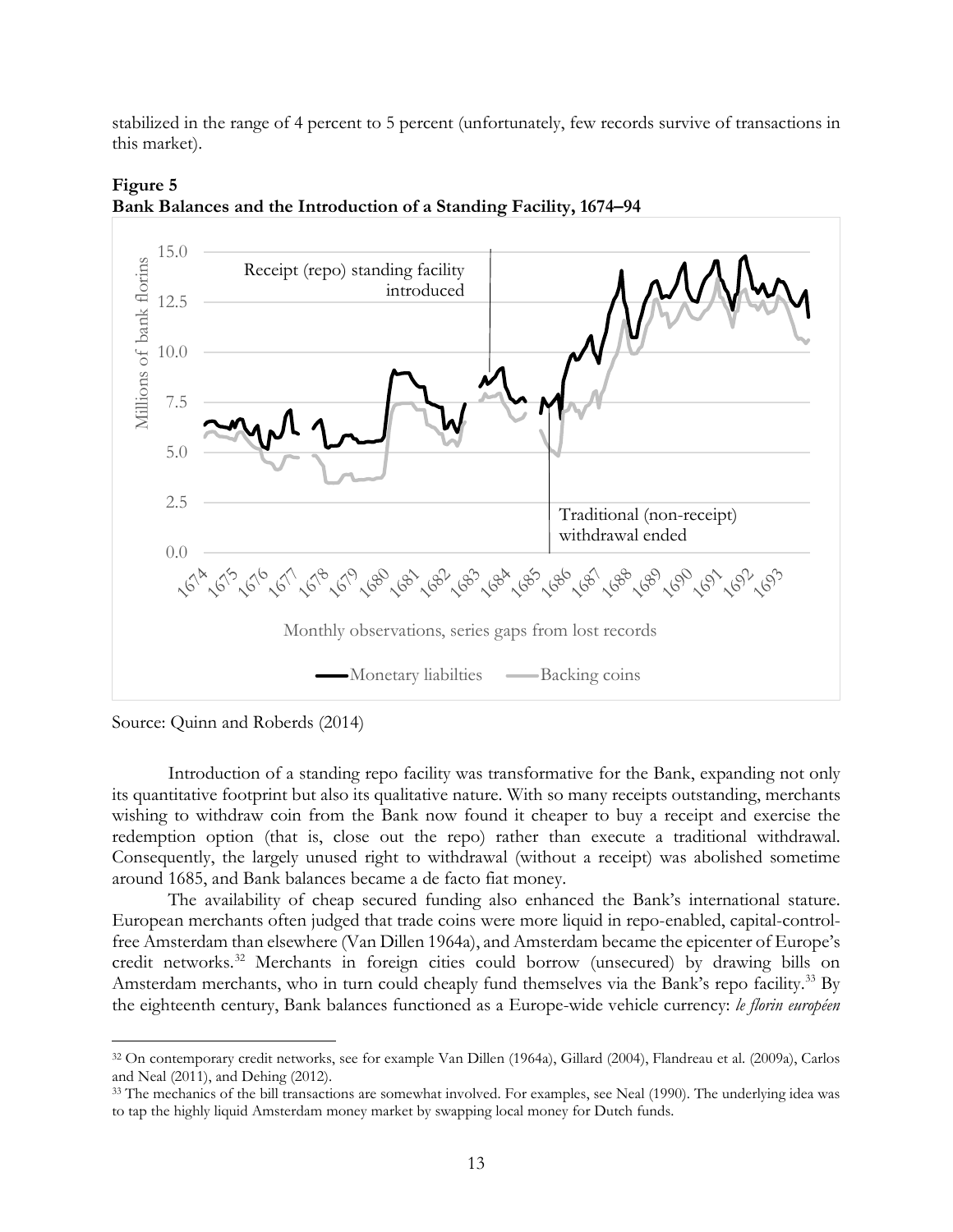stabilized in the range of 4 percent to 5 percent (unfortunately, few records survive of transactions in this market).

**Figure 5**
**Bank Balances and the Introduction of a Standing Facility, 1674–94**

Source: Quinn and Roberds (2014)

Introduction of a standing repo facility was transformative for the Bank, expanding not only its quantitative footprint but also its qualitative nature. With so many receipts outstanding, merchants wishing to withdraw coin from the Bank now found it cheaper to buy a receipt and exercise the redemption option (that is, close out the repo) rather than execute a traditional withdrawal. Consequently, the largely unused right to withdrawal (without a receipt) was abolished sometime around 1685, and Bank balances became a de facto fiat money.

The availability of cheap secured funding also enhanced the Bank's international stature. European merchants often judged that trade coins were more liquid in repo-enabled, capital-control-free Amsterdam than elsewhere (Van Dillen 1964a), and Amsterdam became the epicenter of Europe's credit networks.[32] Merchants in foreign cities could borrow (unsecured) by drawing bills on Amsterdam merchants, who in turn could cheaply fund themselves via the Bank's repo facility.[33] By the eighteenth century, Bank balances functioned as a Europe-wide vehicle currency: *le florin européen*

---

[32] On contemporary credit networks, see for example Van Dillen (1964a), Gillard (2004), Flandreau et al. (2009a), Carlos and Neal (2011), and Dehing (2012).

[33] The mechanics of the bill transactions are somewhat involved. For examples, see Neal (1990). The underlying idea was to tap the highly liquid Amsterdam money market by swapping local money for Dutch funds.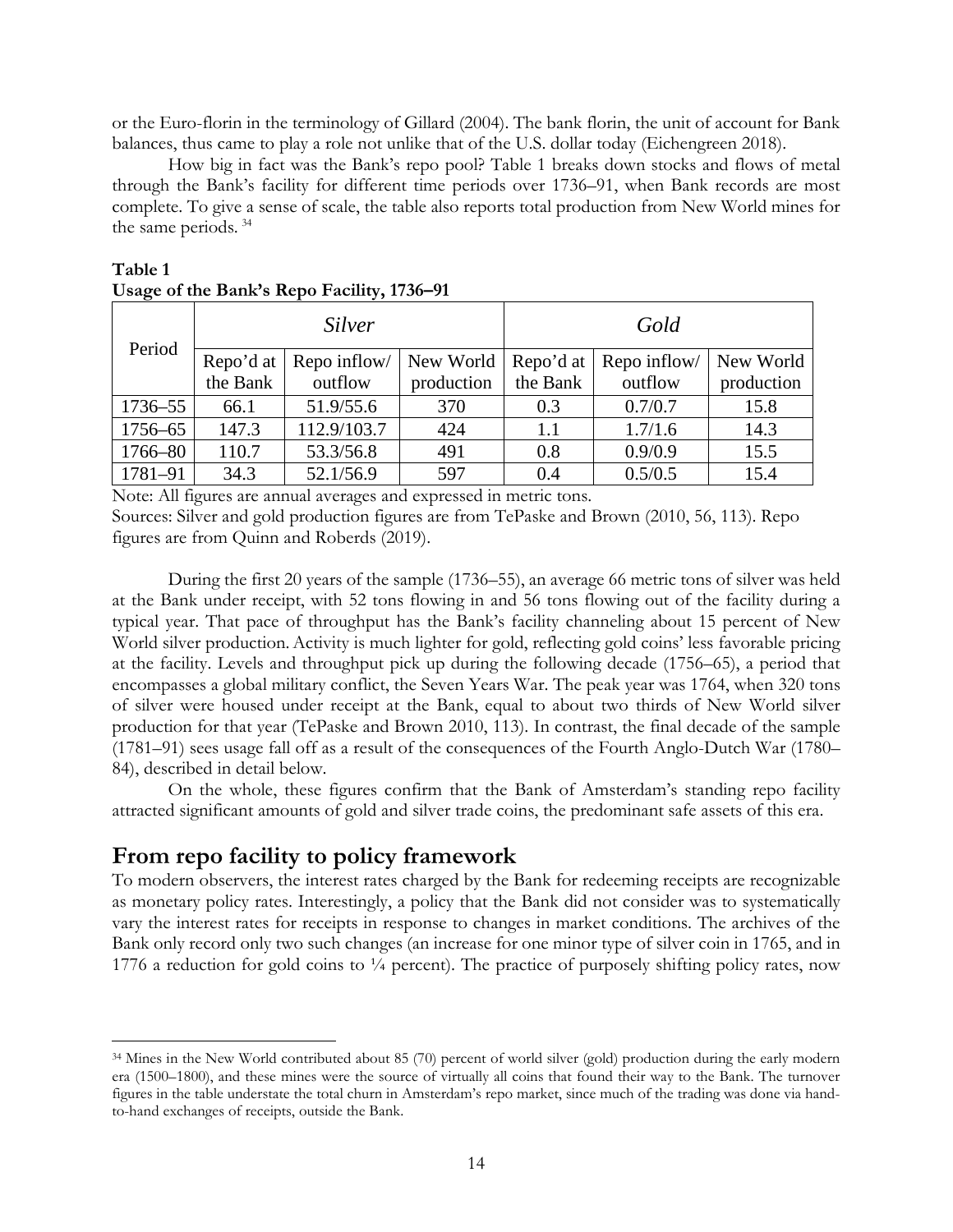or the Euro-florin in the terminology of Gillard (2004). The bank florin, the unit of account for Bank balances, thus came to play a role not unlike that of the U.S. dollar today (Eichengreen 2018).

How big in fact was the Bank's repo pool? Table 1 breaks down stocks and flows of metal through the Bank's facility for different time periods over 1736–91, when Bank records are most complete. To give a sense of scale, the table also reports total production from New World mines for the same periods. [34]

**Table 1**
**Usage of the Bank's Repo Facility, 1736–91**

| Period | *Silver* | | | *Gold* | | |
|---|---|---|---|---|---|---|
| | Repo'd at the Bank | Repo inflow/ outflow | New World production | Repo'd at the Bank | Repo inflow/ outflow | New World production |
| 1736–55 | 66.1 | 51.9/55.6 | 370 | 0.3 | 0.7/0.7 | 15.8 |
| 1756–65 | 147.3 | 112.9/103.7 | 424 | 1.1 | 1.7/1.6 | 14.3 |
| 1766–80 | 110.7 | 53.3/56.8 | 491 | 0.8 | 0.9/0.9 | 15.5 |
| 1781–91 | 34.3 | 52.1/56.9 | 597 | 0.4 | 0.5/0.5 | 15.4 |

Note: All figures are annual averages and expressed in metric tons.
Sources: Silver and gold production figures are from TePaske and Brown (2010, 56, 113). Repo figures are from Quinn and Roberds (2019).

During the first 20 years of the sample (1736–55), an average 66 metric tons of silver was held at the Bank under receipt, with 52 tons flowing in and 56 tons flowing out of the facility during a typical year. That pace of throughput has the Bank's facility channeling about 15 percent of New World silver production. Activity is much lighter for gold, reflecting gold coins' less favorable pricing at the facility. Levels and throughput pick up during the following decade (1756–65), a period that encompasses a global military conflict, the Seven Years War. The peak year was 1764, when 320 tons of silver were housed under receipt at the Bank, equal to about two thirds of New World silver production for that year (TePaske and Brown 2010, 113). In contrast, the final decade of the sample (1781–91) sees usage fall off as a result of the consequences of the Fourth Anglo-Dutch War (1780–84), described in detail below.

On the whole, these figures confirm that the Bank of Amsterdam's standing repo facility attracted significant amounts of gold and silver trade coins, the predominant safe assets of this era.

## From repo facility to policy framework

To modern observers, the interest rates charged by the Bank for redeeming receipts are recognizable as monetary policy rates. Interestingly, a policy that the Bank did not consider was to systematically vary the interest rates for receipts in response to changes in market conditions. The archives of the Bank only record only two such changes (an increase for one minor type of silver coin in 1765, and in 1776 a reduction for gold coins to ¼ percent). The practice of purposely shifting policy rates, now

[34] Mines in the New World contributed about 85 (70) percent of world silver (gold) production during the early modern era (1500–1800), and these mines were the source of virtually all coins that found their way to the Bank. The turnover figures in the table understate the total churn in Amsterdam's repo market, since much of the trading was done via hand-to-hand exchanges of receipts, outside the Bank.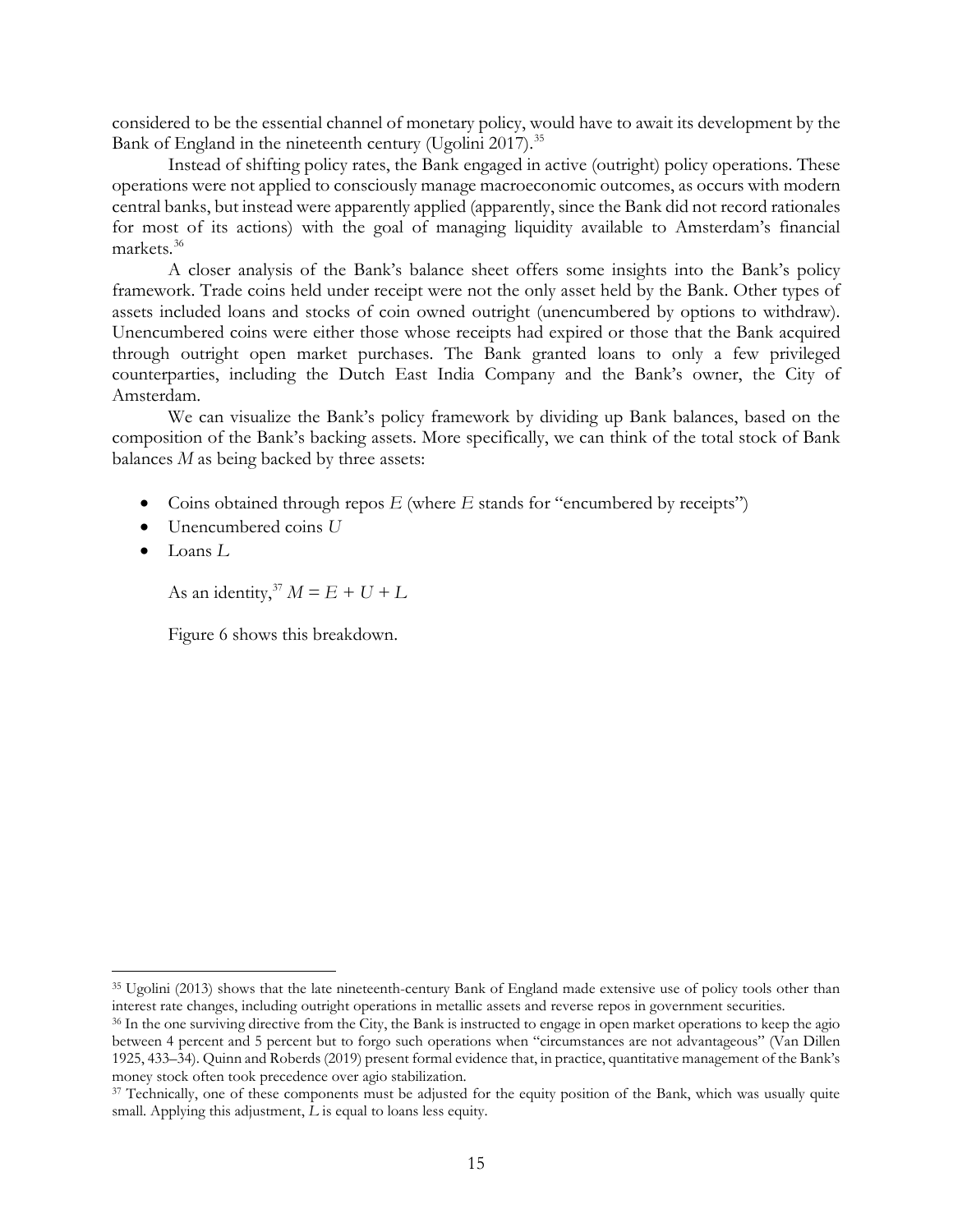considered to be the essential channel of monetary policy, would have to await its development by the Bank of England in the nineteenth century (Ugolini 2017).[35]

Instead of shifting policy rates, the Bank engaged in active (outright) policy operations. These operations were not applied to consciously manage macroeconomic outcomes, as occurs with modern central banks, but instead were apparently applied (apparently, since the Bank did not record rationales for most of its actions) with the goal of managing liquidity available to Amsterdam's financial markets.[36]

A closer analysis of the Bank's balance sheet offers some insights into the Bank's policy framework. Trade coins held under receipt were not the only asset held by the Bank. Other types of assets included loans and stocks of coin owned outright (unencumbered by options to withdraw). Unencumbered coins were either those whose receipts had expired or those that the Bank acquired through outright open market purchases. The Bank granted loans to only a few privileged counterparties, including the Dutch East India Company and the Bank's owner, the City of Amsterdam.

We can visualize the Bank's policy framework by dividing up Bank balances, based on the composition of the Bank's backing assets. More specifically, we can think of the total stock of Bank balances $M$ as being backed by three assets:

- Coins obtained through repos $E$ (where $E$ stands for "encumbered by receipts")
- Unencumbered coins $U$
- Loans $L$

As an identity,[37] $M = E + U + L$

Figure 6 shows this breakdown.

---

[35] Ugolini (2013) shows that the late nineteenth-century Bank of England made extensive use of policy tools other than interest rate changes, including outright operations in metallic assets and reverse repos in government securities.

[36] In the one surviving directive from the City, the Bank is instructed to engage in open market operations to keep the agio between 4 percent and 5 percent but to forgo such operations when "circumstances are not advantageous" (Van Dillen 1925, 433–34). Quinn and Roberds (2019) present formal evidence that, in practice, quantitative management of the Bank's money stock often took precedence over agio stabilization.

[37] Technically, one of these components must be adjusted for the equity position of the Bank, which was usually quite small. Applying this adjustment, $L$ is equal to loans less equity.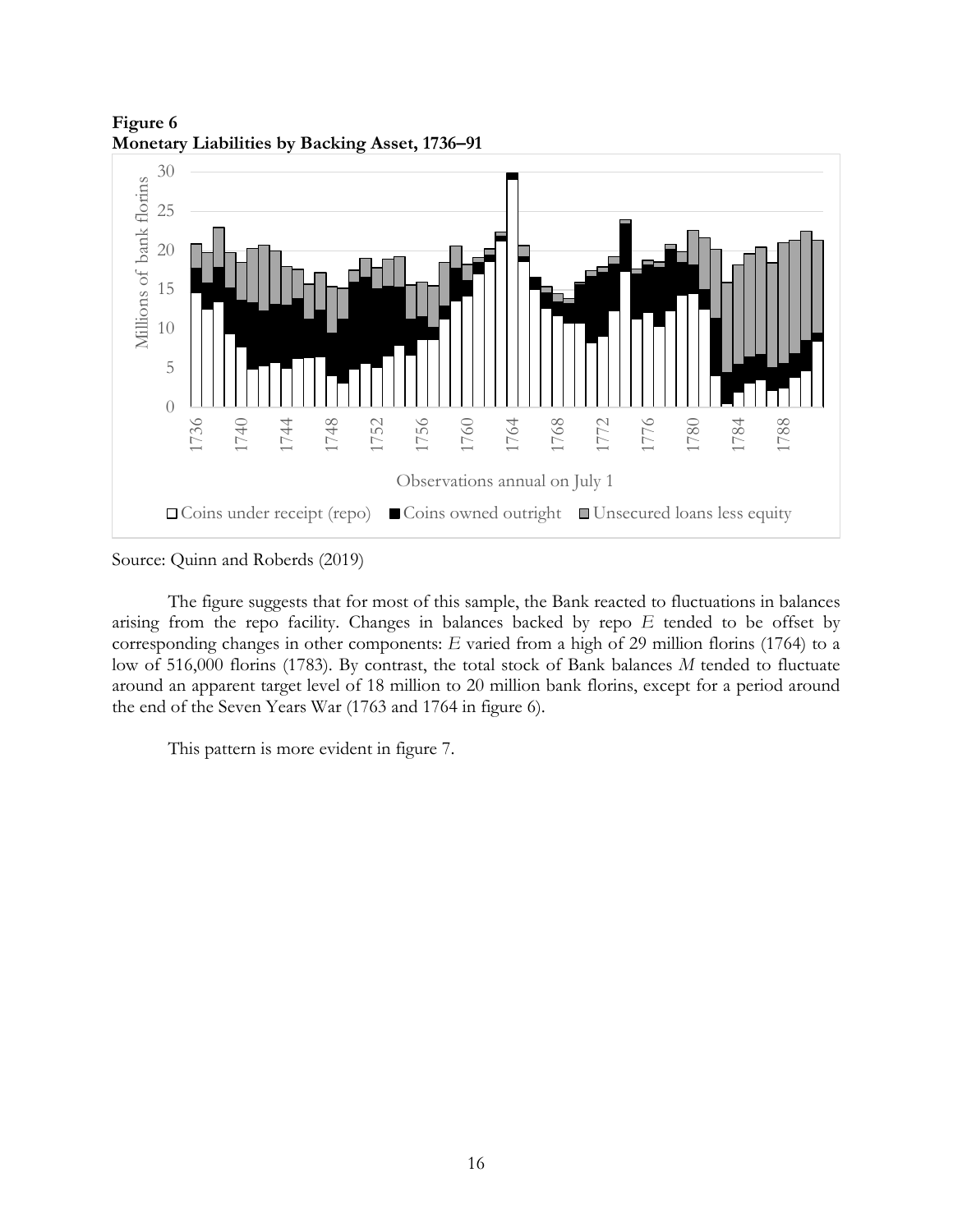**Figure 6**
**Monetary Liabilities by Backing Asset, 1736–91**

Source: Quinn and Roberds (2019)

The figure suggests that for most of this sample, the Bank reacted to fluctuations in balances arising from the repo facility. Changes in balances backed by repo $E$ tended to be offset by corresponding changes in other components: $E$ varied from a high of 29 million florins (1764) to a low of 516,000 florins (1783). By contrast, the total stock of Bank balances $M$ tended to fluctuate around an apparent target level of 18 million to 20 million bank florins, except for a period around the end of the Seven Years War (1763 and 1764 in figure 6).

This pattern is more evident in figure 7.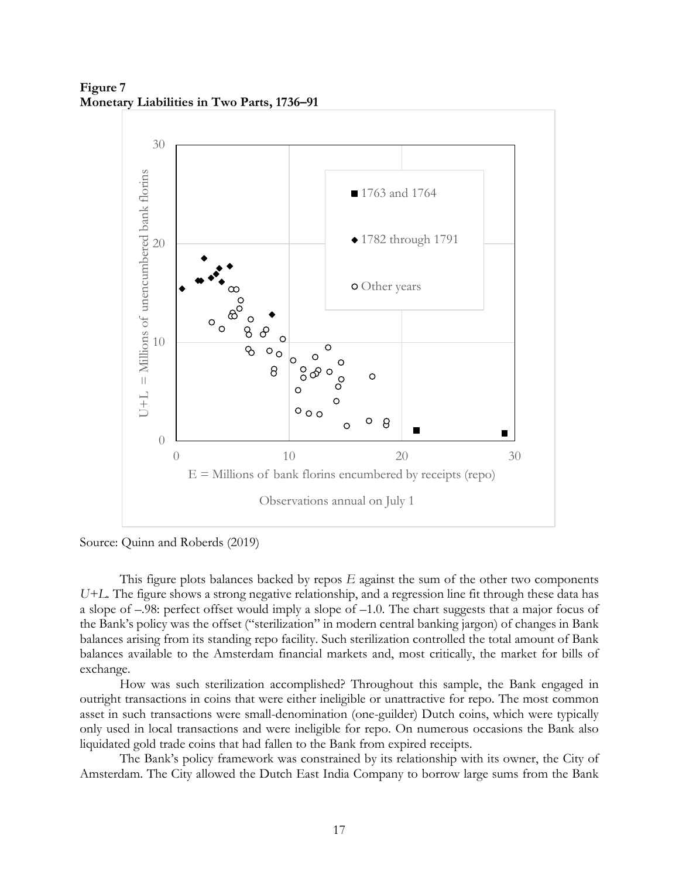**Figure 7**
**Monetary Liabilities in Two Parts, 1736–91**

Source: Quinn and Roberds (2019)

This figure plots balances backed by repos $E$ against the sum of the other two components $U+L$. The figure shows a strong negative relationship, and a regression line fit through these data has a slope of –.98: perfect offset would imply a slope of –1.0. The chart suggests that a major focus of the Bank's policy was the offset ("sterilization" in modern central banking jargon) of changes in Bank balances arising from its standing repo facility. Such sterilization controlled the total amount of Bank balances available to the Amsterdam financial markets and, most critically, the market for bills of exchange.

How was such sterilization accomplished? Throughout this sample, the Bank engaged in outright transactions in coins that were either ineligible or unattractive for repo. The most common asset in such transactions were small-denomination (one-guilder) Dutch coins, which were typically only used in local transactions and were ineligible for repo. On numerous occasions the Bank also liquidated gold trade coins that had fallen to the Bank from expired receipts.

The Bank's policy framework was constrained by its relationship with its owner, the City of Amsterdam. The City allowed the Dutch East India Company to borrow large sums from the Bank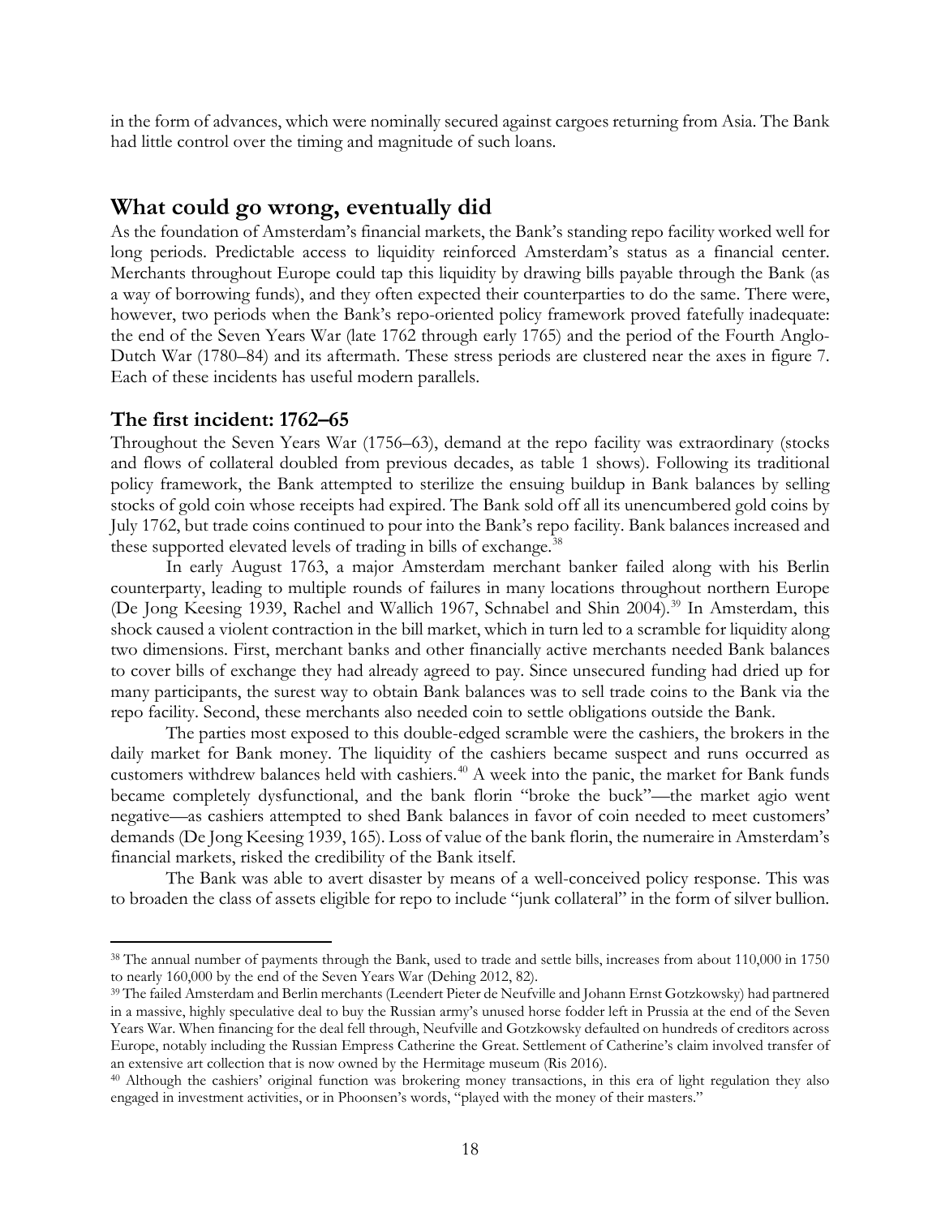in the form of advances, which were nominally secured against cargoes returning from Asia. The Bank had little control over the timing and magnitude of such loans.

## What could go wrong, eventually did

As the foundation of Amsterdam's financial markets, the Bank's standing repo facility worked well for long periods. Predictable access to liquidity reinforced Amsterdam's status as a financial center. Merchants throughout Europe could tap this liquidity by drawing bills payable through the Bank (as a way of borrowing funds), and they often expected their counterparties to do the same. There were, however, two periods when the Bank's repo-oriented policy framework proved fatefully inadequate: the end of the Seven Years War (late 1762 through early 1765) and the period of the Fourth Anglo-Dutch War (1780–84) and its aftermath. These stress periods are clustered near the axes in figure 7. Each of these incidents has useful modern parallels.

### The first incident: 1762–65

Throughout the Seven Years War (1756–63), demand at the repo facility was extraordinary (stocks and flows of collateral doubled from previous decades, as table 1 shows). Following its traditional policy framework, the Bank attempted to sterilize the ensuing buildup in Bank balances by selling stocks of gold coin whose receipts had expired. The Bank sold off all its unencumbered gold coins by July 1762, but trade coins continued to pour into the Bank's repo facility. Bank balances increased and these supported elevated levels of trading in bills of exchange.[38]

In early August 1763, a major Amsterdam merchant banker failed along with his Berlin counterparty, leading to multiple rounds of failures in many locations throughout northern Europe (De Jong Keesing 1939, Rachel and Wallich 1967, Schnabel and Shin 2004).[39] In Amsterdam, this shock caused a violent contraction in the bill market, which in turn led to a scramble for liquidity along two dimensions. First, merchant banks and other financially active merchants needed Bank balances to cover bills of exchange they had already agreed to pay. Since unsecured funding had dried up for many participants, the surest way to obtain Bank balances was to sell trade coins to the Bank via the repo facility. Second, these merchants also needed coin to settle obligations outside the Bank.

The parties most exposed to this double-edged scramble were the cashiers, the brokers in the daily market for Bank money. The liquidity of the cashiers became suspect and runs occurred as customers withdrew balances held with cashiers.[40] A week into the panic, the market for Bank funds became completely dysfunctional, and the bank florin "broke the buck"—the market agio went negative—as cashiers attempted to shed Bank balances in favor of coin needed to meet customers' demands (De Jong Keesing 1939, 165). Loss of value of the bank florin, the numeraire in Amsterdam's financial markets, risked the credibility of the Bank itself.

The Bank was able to avert disaster by means of a well-conceived policy response. This was to broaden the class of assets eligible for repo to include "junk collateral" in the form of silver bullion.

---

[38] The annual number of payments through the Bank, used to trade and settle bills, increases from about 110,000 in 1750 to nearly 160,000 by the end of the Seven Years War (Dehing 2012, 82).

[39] The failed Amsterdam and Berlin merchants (Leendert Pieter de Neufville and Johann Ernst Gotzkowsky) had partnered in a massive, highly speculative deal to buy the Russian army's unused horse fodder left in Prussia at the end of the Seven Years War. When financing for the deal fell through, Neufville and Gotzkowsky defaulted on hundreds of creditors across Europe, notably including the Russian Empress Catherine the Great. Settlement of Catherine's claim involved transfer of an extensive art collection that is now owned by the Hermitage museum (Ris 2016).

[40] Although the cashiers' original function was brokering money transactions, in this era of light regulation they also engaged in investment activities, or in Phoonsen's words, "played with the money of their masters."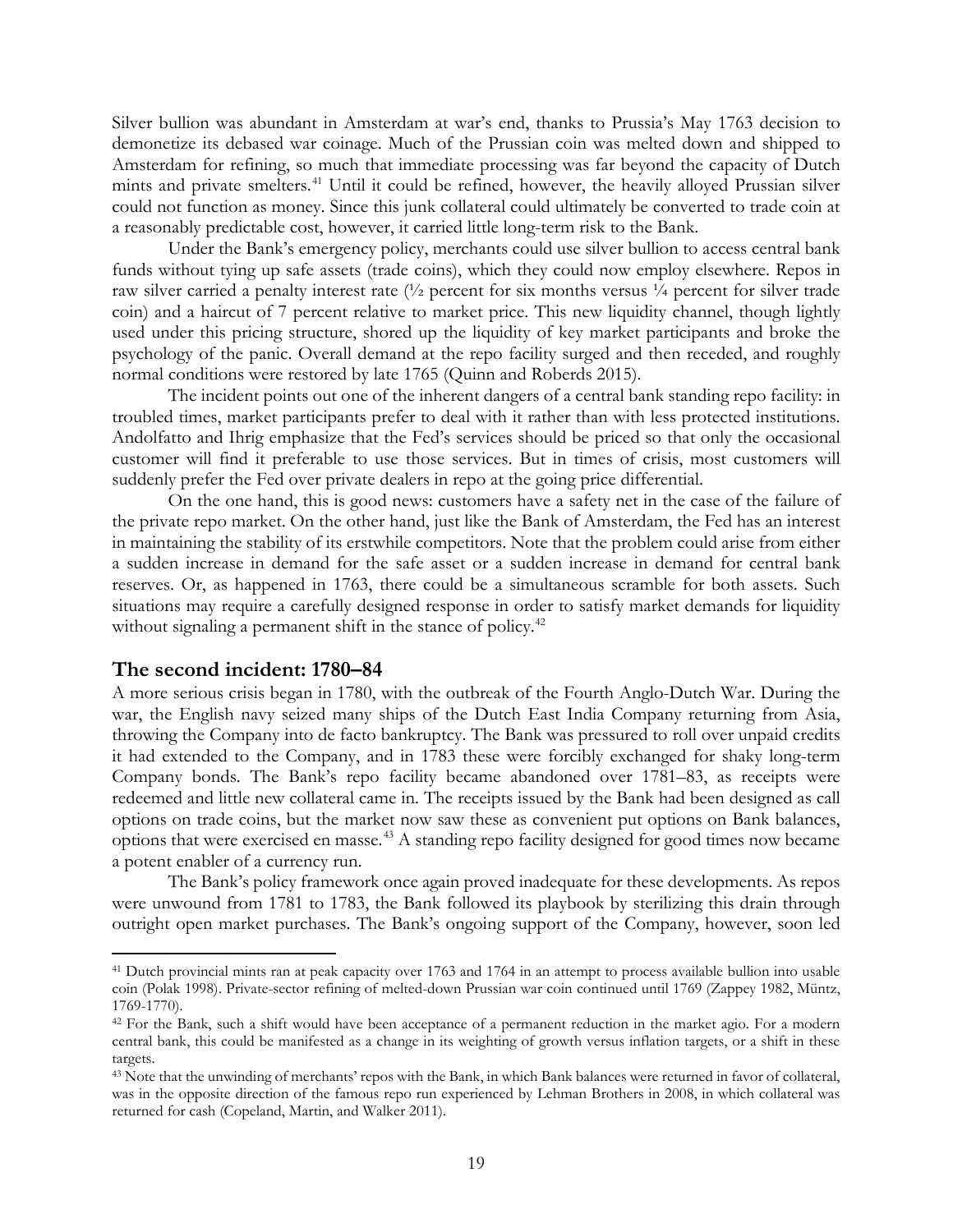Silver bullion was abundant in Amsterdam at war's end, thanks to Prussia's May 1763 decision to demonetize its debased war coinage. Much of the Prussian coin was melted down and shipped to Amsterdam for refining, so much that immediate processing was far beyond the capacity of Dutch mints and private smelters.[41] Until it could be refined, however, the heavily alloyed Prussian silver could not function as money. Since this junk collateral could ultimately be converted to trade coin at a reasonably predictable cost, however, it carried little long-term risk to the Bank.

Under the Bank's emergency policy, merchants could use silver bullion to access central bank funds without tying up safe assets (trade coins), which they could now employ elsewhere. Repos in raw silver carried a penalty interest rate (½ percent for six months versus ¼ percent for silver trade coin) and a haircut of 7 percent relative to market price. This new liquidity channel, though lightly used under this pricing structure, shored up the liquidity of key market participants and broke the psychology of the panic. Overall demand at the repo facility surged and then receded, and roughly normal conditions were restored by late 1765 (Quinn and Roberds 2015).

The incident points out one of the inherent dangers of a central bank standing repo facility: in troubled times, market participants prefer to deal with it rather than with less protected institutions. Andolfatto and Ihrig emphasize that the Fed's services should be priced so that only the occasional customer will find it preferable to use those services. But in times of crisis, most customers will suddenly prefer the Fed over private dealers in repo at the going price differential.

On the one hand, this is good news: customers have a safety net in the case of the failure of the private repo market. On the other hand, just like the Bank of Amsterdam, the Fed has an interest in maintaining the stability of its erstwhile competitors. Note that the problem could arise from either a sudden increase in demand for the safe asset or a sudden increase in demand for central bank reserves. Or, as happened in 1763, there could be a simultaneous scramble for both assets. Such situations may require a carefully designed response in order to satisfy market demands for liquidity without signaling a permanent shift in the stance of policy.[42]

## The second incident: 1780–84

A more serious crisis began in 1780, with the outbreak of the Fourth Anglo-Dutch War. During the war, the English navy seized many ships of the Dutch East India Company returning from Asia, throwing the Company into de facto bankruptcy. The Bank was pressured to roll over unpaid credits it had extended to the Company, and in 1783 these were forcibly exchanged for shaky long-term Company bonds. The Bank's repo facility became abandoned over 1781–83, as receipts were redeemed and little new collateral came in. The receipts issued by the Bank had been designed as call options on trade coins, but the market now saw these as convenient put options on Bank balances, options that were exercised en masse.[43] A standing repo facility designed for good times now became a potent enabler of a currency run.

The Bank's policy framework once again proved inadequate for these developments. As repos were unwound from 1781 to 1783, the Bank followed its playbook by sterilizing this drain through outright open market purchases. The Bank's ongoing support of the Company, however, soon led

---

[41] Dutch provincial mints ran at peak capacity over 1763 and 1764 in an attempt to process available bullion into usable coin (Polak 1998). Private-sector refining of melted-down Prussian war coin continued until 1769 (Zappey 1982, Müntz, 1769-1770).

[42] For the Bank, such a shift would have been acceptance of a permanent reduction in the market agio. For a modern central bank, this could be manifested as a change in its weighting of growth versus inflation targets, or a shift in these targets.

[43] Note that the unwinding of merchants' repos with the Bank, in which Bank balances were returned in favor of collateral, was in the opposite direction of the famous repo run experienced by Lehman Brothers in 2008, in which collateral was returned for cash (Copeland, Martin, and Walker 2011).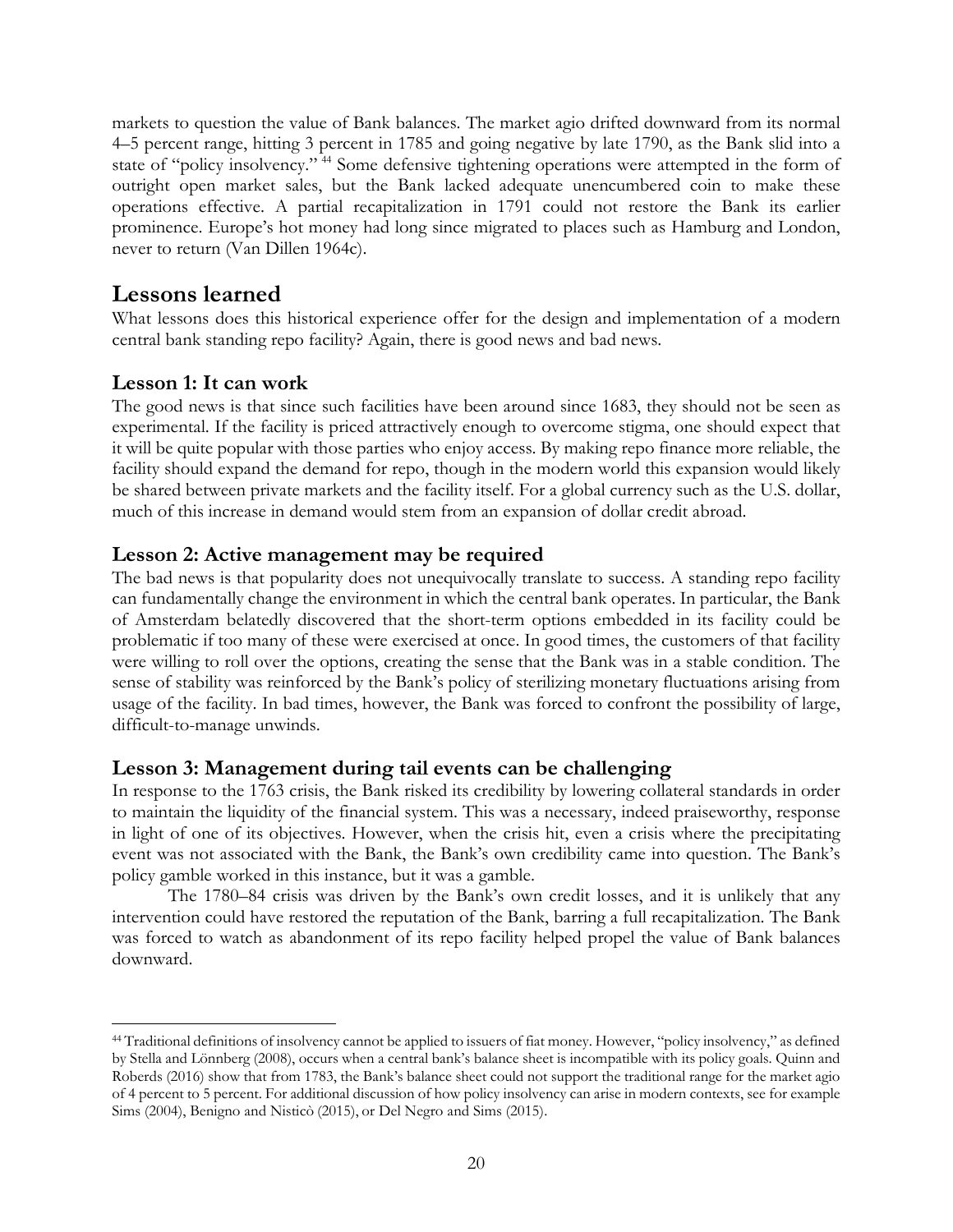markets to question the value of Bank balances. The market agio drifted downward from its normal 4–5 percent range, hitting 3 percent in 1785 and going negative by late 1790, as the Bank slid into a state of "policy insolvency." [44] Some defensive tightening operations were attempted in the form of outright open market sales, but the Bank lacked adequate unencumbered coin to make these operations effective. A partial recapitalization in 1791 could not restore the Bank its earlier prominence. Europe's hot money had long since migrated to places such as Hamburg and London, never to return (Van Dillen 1964c).

## Lessons learned

What lessons does this historical experience offer for the design and implementation of a modern central bank standing repo facility? Again, there is good news and bad news.

### Lesson 1: It can work

The good news is that since such facilities have been around since 1683, they should not be seen as experimental. If the facility is priced attractively enough to overcome stigma, one should expect that it will be quite popular with those parties who enjoy access. By making repo finance more reliable, the facility should expand the demand for repo, though in the modern world this expansion would likely be shared between private markets and the facility itself. For a global currency such as the U.S. dollar, much of this increase in demand would stem from an expansion of dollar credit abroad.

### Lesson 2: Active management may be required

The bad news is that popularity does not unequivocally translate to success. A standing repo facility can fundamentally change the environment in which the central bank operates. In particular, the Bank of Amsterdam belatedly discovered that the short-term options embedded in its facility could be problematic if too many of these were exercised at once. In good times, the customers of that facility were willing to roll over the options, creating the sense that the Bank was in a stable condition. The sense of stability was reinforced by the Bank's policy of sterilizing monetary fluctuations arising from usage of the facility. In bad times, however, the Bank was forced to confront the possibility of large, difficult-to-manage unwinds.

### Lesson 3: Management during tail events can be challenging

In response to the 1763 crisis, the Bank risked its credibility by lowering collateral standards in order to maintain the liquidity of the financial system. This was a necessary, indeed praiseworthy, response in light of one of its objectives. However, when the crisis hit, even a crisis where the precipitating event was not associated with the Bank, the Bank's own credibility came into question. The Bank's policy gamble worked in this instance, but it was a gamble.

The 1780–84 crisis was driven by the Bank's own credit losses, and it is unlikely that any intervention could have restored the reputation of the Bank, barring a full recapitalization. The Bank was forced to watch as abandonment of its repo facility helped propel the value of Bank balances downward.

---

[44] Traditional definitions of insolvency cannot be applied to issuers of fiat money. However, "policy insolvency," as defined by Stella and Lönnberg (2008), occurs when a central bank's balance sheet is incompatible with its policy goals. Quinn and Roberds (2016) show that from 1783, the Bank's balance sheet could not support the traditional range for the market agio of 4 percent to 5 percent. For additional discussion of how policy insolvency can arise in modern contexts, see for example Sims (2004), Benigno and Nisticò (2015), or Del Negro and Sims (2015).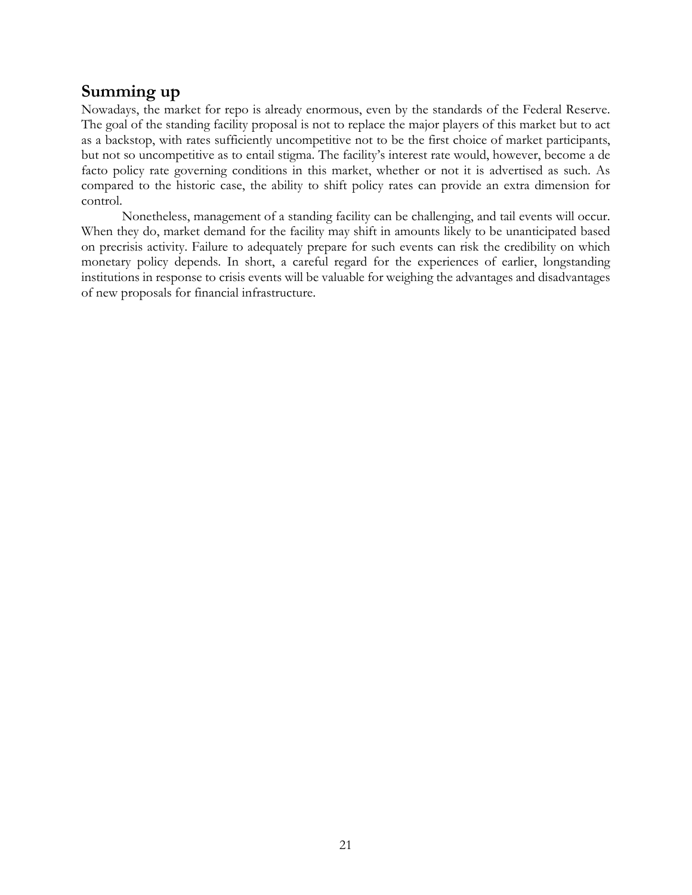## Summing up

Nowadays, the market for repo is already enormous, even by the standards of the Federal Reserve. The goal of the standing facility proposal is not to replace the major players of this market but to act as a backstop, with rates sufficiently uncompetitive not to be the first choice of market participants, but not so uncompetitive as to entail stigma. The facility's interest rate would, however, become a de facto policy rate governing conditions in this market, whether or not it is advertised as such. As compared to the historic case, the ability to shift policy rates can provide an extra dimension for control.

Nonetheless, management of a standing facility can be challenging, and tail events will occur. When they do, market demand for the facility may shift in amounts likely to be unanticipated based on precrisis activity. Failure to adequately prepare for such events can risk the credibility on which monetary policy depends. In short, a careful regard for the experiences of earlier, longstanding institutions in response to crisis events will be valuable for weighing the advantages and disadvantages of new proposals for financial infrastructure.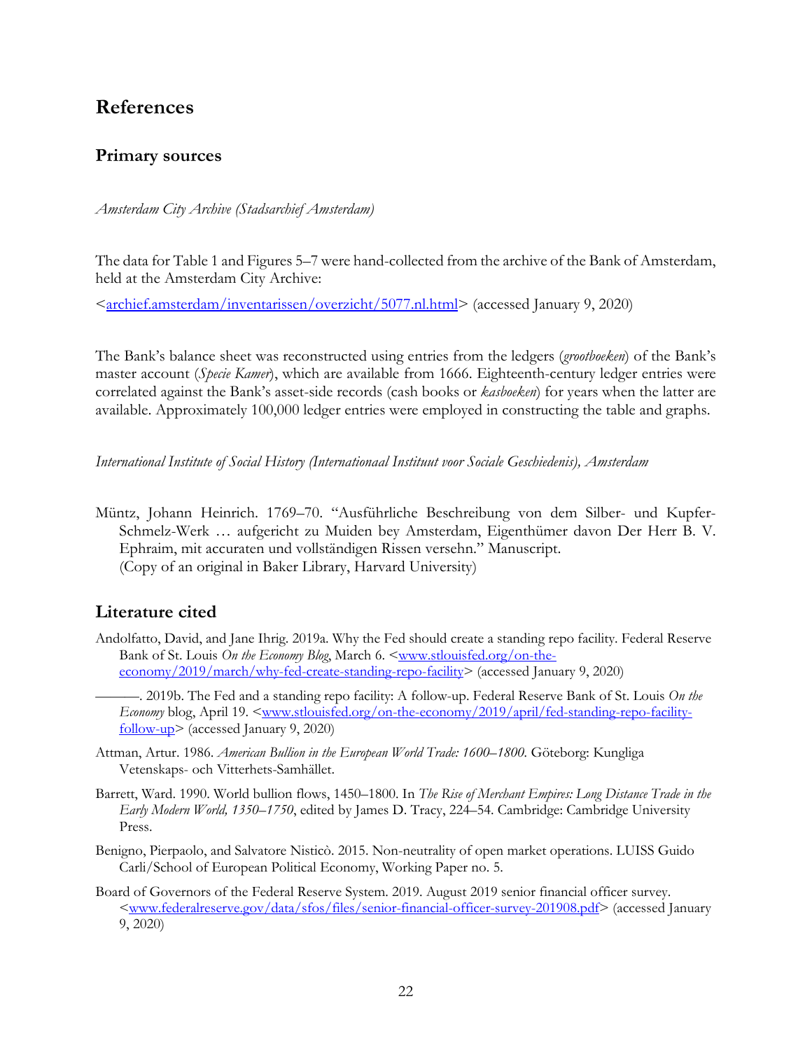# References

## Primary sources

*Amsterdam City Archive (Stadsarchief Amsterdam)*

The data for Table 1 and Figures 5–7 were hand-collected from the archive of the Bank of Amsterdam, held at the Amsterdam City Archive:

<archief.amsterdam/inventarissen/overzicht/5077.nl.html> (accessed January 9, 2020)

The Bank's balance sheet was reconstructed using entries from the ledgers (*grootboeken*) of the Bank's master account (*Specie Kamer*), which are available from 1666. Eighteenth-century ledger entries were correlated against the Bank's asset-side records (cash books or *kasboeken*) for years when the latter are available. Approximately 100,000 ledger entries were employed in constructing the table and graphs.

*International Institute of Social History (Internationaal Instituut voor Sociale Geschiedenis), Amsterdam*

Müntz, Johann Heinrich. 1769–70. "Ausführliche Beschreibung von dem Silber- und Kupfer-Schmelz-Werk … aufgericht zu Muiden bey Amsterdam, Eigenthümer davon Der Herr B. V. Ephraim, mit accuraten und vollständigen Rissen versehn." Manuscript.
(Copy of an original in Baker Library, Harvard University)

## Literature cited

Andolfatto, David, and Jane Ihrig. 2019a. Why the Fed should create a standing repo facility. Federal Reserve Bank of St. Louis *On the Economy Blog*, March 6. <www.stlouisfed.org/on-the-economy/2019/march/why-fed-create-standing-repo-facility> (accessed January 9, 2020)

———. 2019b. The Fed and a standing repo facility: A follow-up. Federal Reserve Bank of St. Louis *On the Economy* blog, April 19. <www.stlouisfed.org/on-the-economy/2019/april/fed-standing-repo-facility-follow-up> (accessed January 9, 2020)

Attman, Artur. 1986. *American Bullion in the European World Trade: 1600–1800*. Göteborg: Kungliga Vetenskaps- och Vitterhets-Samhället.

Barrett, Ward. 1990. World bullion flows, 1450–1800. In *The Rise of Merchant Empires: Long Distance Trade in the Early Modern World, 1350–1750*, edited by James D. Tracy, 224–54. Cambridge: Cambridge University Press.

Benigno, Pierpaolo, and Salvatore Nisticò. 2015. Non-neutrality of open market operations. LUISS Guido Carli/School of European Political Economy, Working Paper no. 5.

Board of Governors of the Federal Reserve System. 2019. August 2019 senior financial officer survey. <www.federalreserve.gov/data/sfos/files/senior-financial-officer-survey-201908.pdf> (accessed January 9, 2020)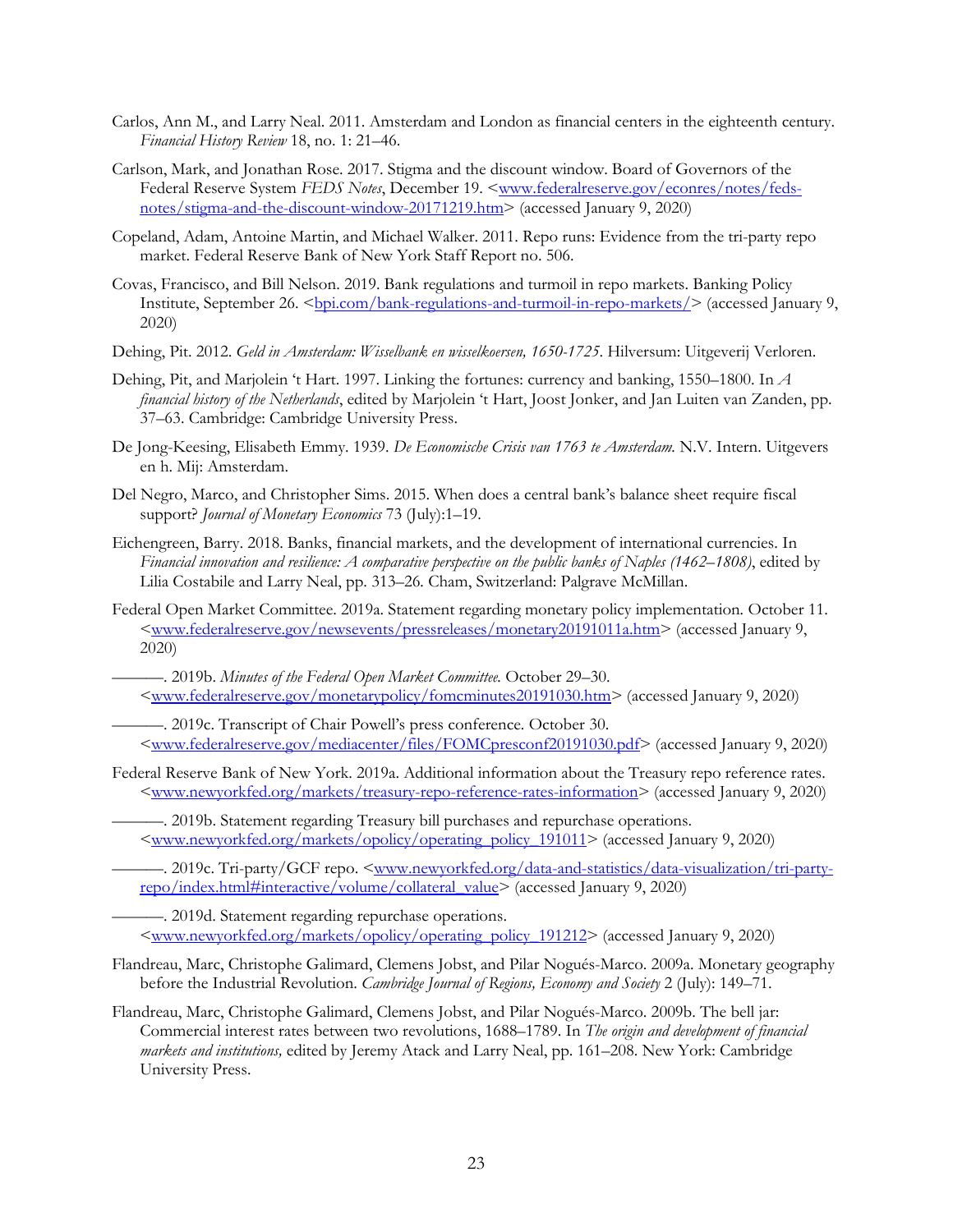Carlos, Ann M., and Larry Neal. 2011. Amsterdam and London as financial centers in the eighteenth century. *Financial History Review* 18, no. 1: 21–46.

Carlson, Mark, and Jonathan Rose. 2017. Stigma and the discount window. Board of Governors of the Federal Reserve System *FEDS Notes*, December 19. <www.federalreserve.gov/econres/notes/feds-notes/stigma-and-the-discount-window-20171219.htm> (accessed January 9, 2020)

Copeland, Adam, Antoine Martin, and Michael Walker. 2011. Repo runs: Evidence from the tri-party repo market. Federal Reserve Bank of New York Staff Report no. 506.

Covas, Francisco, and Bill Nelson. 2019. Bank regulations and turmoil in repo markets. Banking Policy Institute, September 26. <bpi.com/bank-regulations-and-turmoil-in-repo-markets/> (accessed January 9, 2020)

Dehing, Pit. 2012. *Geld in Amsterdam: Wisselbank en wisselkoersen, 1650-1725*. Hilversum: Uitgeverij Verloren.

Dehing, Pit, and Marjolein 't Hart. 1997. Linking the fortunes: currency and banking, 1550–1800. In *A financial history of the Netherlands*, edited by Marjolein 't Hart, Joost Jonker, and Jan Luiten van Zanden, pp. 37–63. Cambridge: Cambridge University Press.

De Jong-Keesing, Elisabeth Emmy. 1939. *De Economische Crisis van 1763 te Amsterdam.* N.V. Intern. Uitgevers en h. Mij: Amsterdam.

Del Negro, Marco, and Christopher Sims. 2015. When does a central bank's balance sheet require fiscal support? *Journal of Monetary Economics* 73 (July):1–19.

Eichengreen, Barry. 2018. Banks, financial markets, and the development of international currencies. In *Financial innovation and resilience: A comparative perspective on the public banks of Naples (1462–1808)*, edited by Lilia Costabile and Larry Neal, pp. 313–26. Cham, Switzerland: Palgrave McMillan.

Federal Open Market Committee. 2019a. Statement regarding monetary policy implementation. October 11. <www.federalreserve.gov/newsevents/pressreleases/monetary20191011a.htm> (accessed January 9, 2020)

———. 2019b. *Minutes of the Federal Open Market Committee.* October 29–30. <www.federalreserve.gov/monetarypolicy/fomcminutes20191030.htm> (accessed January 9, 2020)

———. 2019c. Transcript of Chair Powell's press conference. October 30. <www.federalreserve.gov/mediacenter/files/FOMCpresconf20191030.pdf> (accessed January 9, 2020)

Federal Reserve Bank of New York. 2019a. Additional information about the Treasury repo reference rates. <www.newyorkfed.org/markets/treasury-repo-reference-rates-information> (accessed January 9, 2020)

———. 2019b. Statement regarding Treasury bill purchases and repurchase operations. <www.newyorkfed.org/markets/opolicy/operating_policy_191011> (accessed January 9, 2020)

———. 2019c. Tri-party/GCF repo. <www.newyorkfed.org/data-and-statistics/data-visualization/tri-party-repo/index.html#interactive/volume/collateral_value> (accessed January 9, 2020)

———. 2019d. Statement regarding repurchase operations. <www.newyorkfed.org/markets/opolicy/operating_policy_191212> (accessed January 9, 2020)

Flandreau, Marc, Christophe Galimard, Clemens Jobst, and Pilar Nogués-Marco. 2009a. Monetary geography before the Industrial Revolution. *Cambridge Journal of Regions, Economy and Society* 2 (July): 149–71.

Flandreau, Marc, Christophe Galimard, Clemens Jobst, and Pilar Nogués-Marco. 2009b. The bell jar: Commercial interest rates between two revolutions, 1688–1789. In *The origin and development of financial markets and institutions,* edited by Jeremy Atack and Larry Neal, pp. 161–208. New York: Cambridge University Press.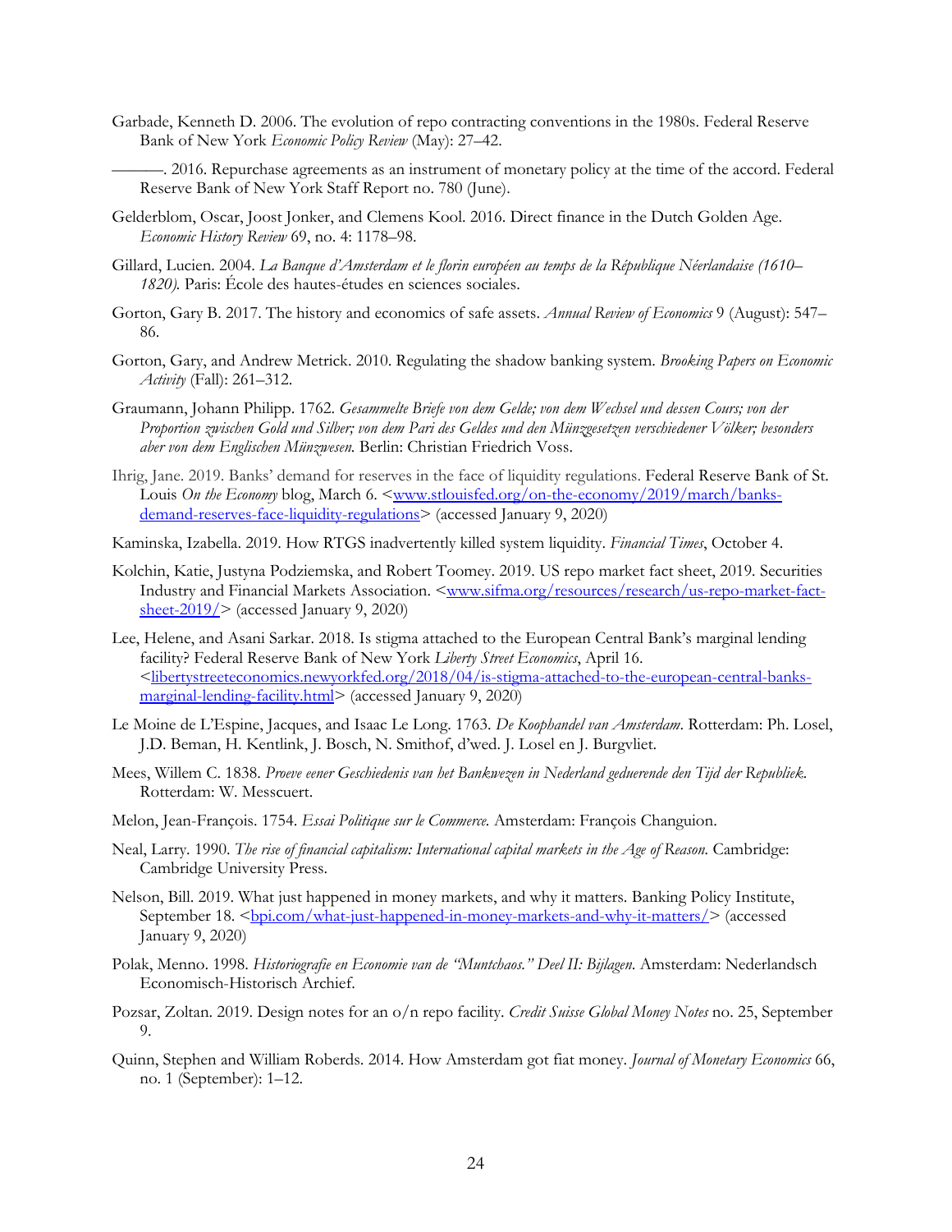Garbade, Kenneth D. 2006. The evolution of repo contracting conventions in the 1980s. Federal Reserve Bank of New York *Economic Policy Review* (May): 27–42.

———. 2016. Repurchase agreements as an instrument of monetary policy at the time of the accord. Federal Reserve Bank of New York Staff Report no. 780 (June).

Gelderblom, Oscar, Joost Jonker, and Clemens Kool. 2016. Direct finance in the Dutch Golden Age. *Economic History Review* 69, no. 4: 1178–98.

Gillard, Lucien. 2004. *La Banque d'Amsterdam et le florin européen au temps de la République Néerlandaise (1610–1820).* Paris: École des hautes-études en sciences sociales.

Gorton, Gary B. 2017. The history and economics of safe assets. *Annual Review of Economics* 9 (August): 547–86.

Gorton, Gary, and Andrew Metrick. 2010. Regulating the shadow banking system. *Brooking Papers on Economic Activity* (Fall): 261–312.

Graumann, Johann Philipp. 1762. *Gesammelte Briefe von dem Gelde; von dem Wechsel und dessen Cours; von der Proportion zwischen Gold und Silber; von dem Pari des Geldes und den Münzgesetzen verschiedener Völker; besonders aber von dem Englischen Münzwesen.* Berlin: Christian Friedrich Voss.

Ihrig, Jane. 2019. Banks' demand for reserves in the face of liquidity regulations. Federal Reserve Bank of St. Louis *On the Economy* blog, March 6. <www.stlouisfed.org/on-the-economy/2019/march/banks-demand-reserves-face-liquidity-regulations> (accessed January 9, 2020)

Kaminska, Izabella. 2019. How RTGS inadvertently killed system liquidity. *Financial Times*, October 4.

Kolchin, Katie, Justyna Podziemska, and Robert Toomey. 2019. US repo market fact sheet, 2019. Securities Industry and Financial Markets Association. <www.sifma.org/resources/research/us-repo-market-fact-sheet-2019/> (accessed January 9, 2020)

Lee, Helene, and Asani Sarkar. 2018. Is stigma attached to the European Central Bank's marginal lending facility? Federal Reserve Bank of New York *Liberty Street Economics*, April 16. <libertystreeteconomics.newyorkfed.org/2018/04/is-stigma-attached-to-the-european-central-banks-marginal-lending-facility.html> (accessed January 9, 2020)

Le Moine de L'Espine, Jacques, and Isaac Le Long. 1763. *De Koophandel van Amsterdam*. Rotterdam: Ph. Losel, J.D. Beman, H. Kentlink, J. Bosch, N. Smithof, d'wed. J. Losel en J. Burgvliet.

Mees, Willem C. 1838. *Proeve eener Geschiedenis van het Bankwezen in Nederland geduerende den Tijd der Republiek.* Rotterdam: W. Messcuert.

Melon, Jean-François. 1754. *Essai Politique sur le Commerce.* Amsterdam: François Changuion.

Neal, Larry. 1990. *The rise of financial capitalism: International capital markets in the Age of Reason.* Cambridge: Cambridge University Press.

Nelson, Bill. 2019. What just happened in money markets, and why it matters. Banking Policy Institute, September 18. <bpi.com/what-just-happened-in-money-markets-and-why-it-matters/> (accessed January 9, 2020)

Polak, Menno. 1998. *Historiografie en Economie van de "Muntchaos." Deel II: Bijlagen.* Amsterdam: Nederlandsch Economisch-Historisch Archief.

Pozsar, Zoltan. 2019. Design notes for an o/n repo facility. *Credit Suisse Global Money Notes* no. 25, September 9.

Quinn, Stephen and William Roberds. 2014. How Amsterdam got fiat money. *Journal of Monetary Economics* 66, no. 1 (September): 1–12.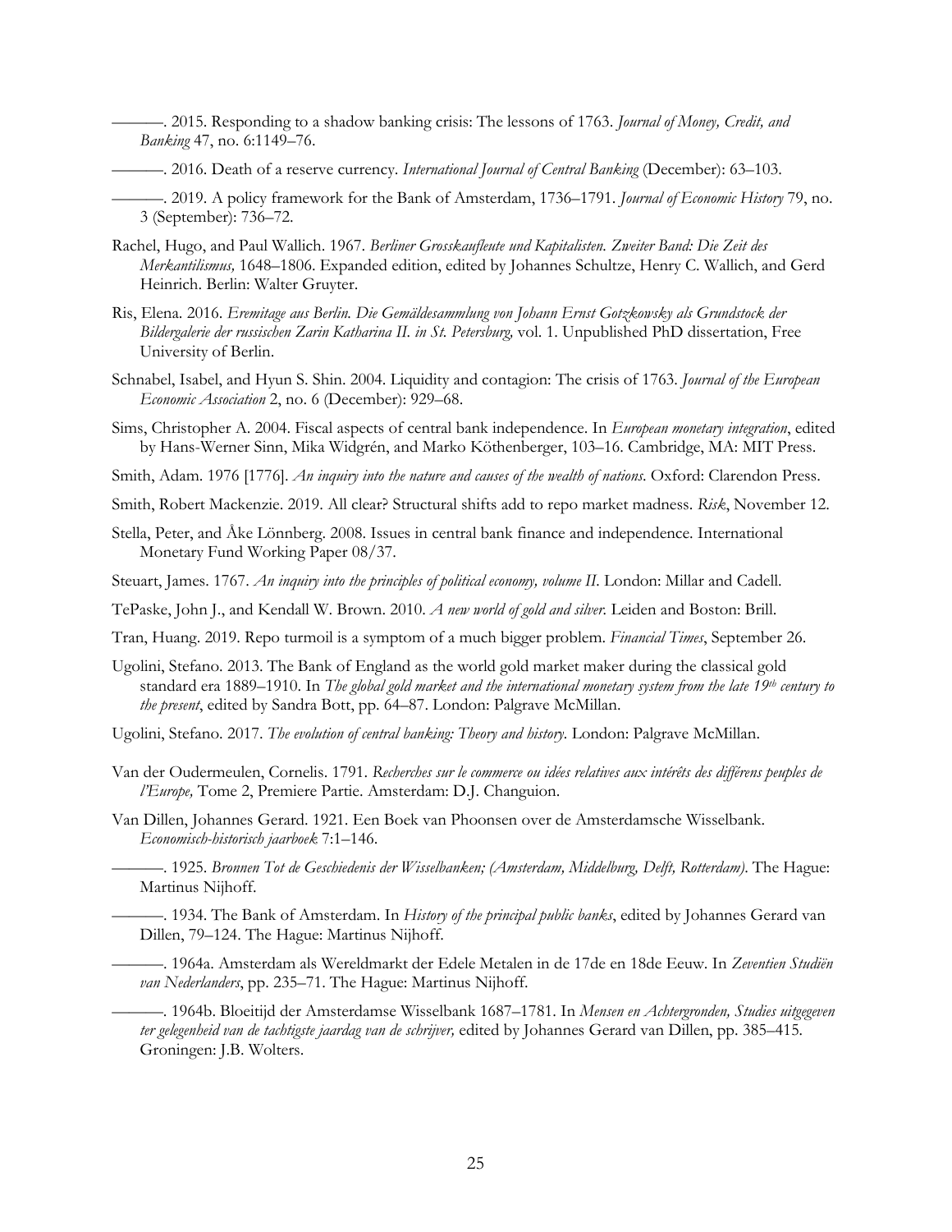———. 2015. Responding to a shadow banking crisis: The lessons of 1763. *Journal of Money, Credit, and Banking* 47, no. 6:1149–76.

———. 2016. Death of a reserve currency. *International Journal of Central Banking* (December): 63–103.

———. 2019. A policy framework for the Bank of Amsterdam, 1736–1791. *Journal of Economic History* 79, no. 3 (September): 736–72.

Rachel, Hugo, and Paul Wallich. 1967. *Berliner Grosskaufleute und Kapitalisten. Zweiter Band: Die Zeit des Merkantilismus,* 1648–1806. Expanded edition, edited by Johannes Schultze, Henry C. Wallich, and Gerd Heinrich. Berlin: Walter Gruyter.

Ris, Elena. 2016. *Eremitage aus Berlin. Die Gemäldesammlung von Johann Ernst Gotzkowsky als Grundstock der Bildergalerie der russischen Zarin Katharina II. in St. Petersburg,* vol. 1. Unpublished PhD dissertation, Free University of Berlin.

Schnabel, Isabel, and Hyun S. Shin. 2004. Liquidity and contagion: The crisis of 1763. *Journal of the European Economic Association* 2, no. 6 (December): 929–68.

Sims, Christopher A. 2004. Fiscal aspects of central bank independence. In *European monetary integration*, edited by Hans-Werner Sinn, Mika Widgrén, and Marko Köthenberger, 103–16. Cambridge, MA: MIT Press.

Smith, Adam. 1976 [1776]. *An inquiry into the nature and causes of the wealth of nations.* Oxford: Clarendon Press.

Smith, Robert Mackenzie. 2019. All clear? Structural shifts add to repo market madness. *Risk*, November 12.

Stella, Peter, and Åke Lönnberg. 2008. Issues in central bank finance and independence. International Monetary Fund Working Paper 08/37.

Steuart, James. 1767. *An inquiry into the principles of political economy, volume II.* London: Millar and Cadell.

TePaske, John J., and Kendall W. Brown. 2010. *A new world of gold and silver.* Leiden and Boston: Brill.

Tran, Huang. 2019. Repo turmoil is a symptom of a much bigger problem. *Financial Times*, September 26.

Ugolini, Stefano. 2013. The Bank of England as the world gold market maker during the classical gold standard era 1889–1910. In *The global gold market and the international monetary system from the late 19th century to the present*, edited by Sandra Bott, pp. 64–87. London: Palgrave McMillan.

Ugolini, Stefano. 2017. *The evolution of central banking: Theory and history.* London: Palgrave McMillan.

Van der Oudermeulen, Cornelis. 1791. *Recherches sur le commerce ou idées relatives aux intérêts des différens peuples de l'Europe,* Tome 2, Premiere Partie. Amsterdam: D.J. Changuion.

Van Dillen, Johannes Gerard. 1921. Een Boek van Phoonsen over de Amsterdamsche Wisselbank. *Economisch-historisch jaarboek* 7:1–146.

———. 1925. *Bronnen Tot de Geschiedenis der Wisselbanken; (Amsterdam, Middelburg, Delft, Rotterdam).* The Hague: Martinus Nijhoff.

———. 1934. The Bank of Amsterdam. In *History of the principal public banks*, edited by Johannes Gerard van Dillen, 79–124. The Hague: Martinus Nijhoff.

———. 1964a. Amsterdam als Wereldmarkt der Edele Metalen in de 17de en 18de Eeuw. In *Zeventien Studiën van Nederlanders*, pp. 235–71. The Hague: Martinus Nijhoff.

———. 1964b. Bloeitijd der Amsterdamse Wisselbank 1687–1781. In *Mensen en Achtergronden, Studies uitgegeven ter gelegenheid van de tachtigste jaardag van de schrijver,* edited by Johannes Gerard van Dillen, pp. 385–415. Groningen: J.B. Wolters.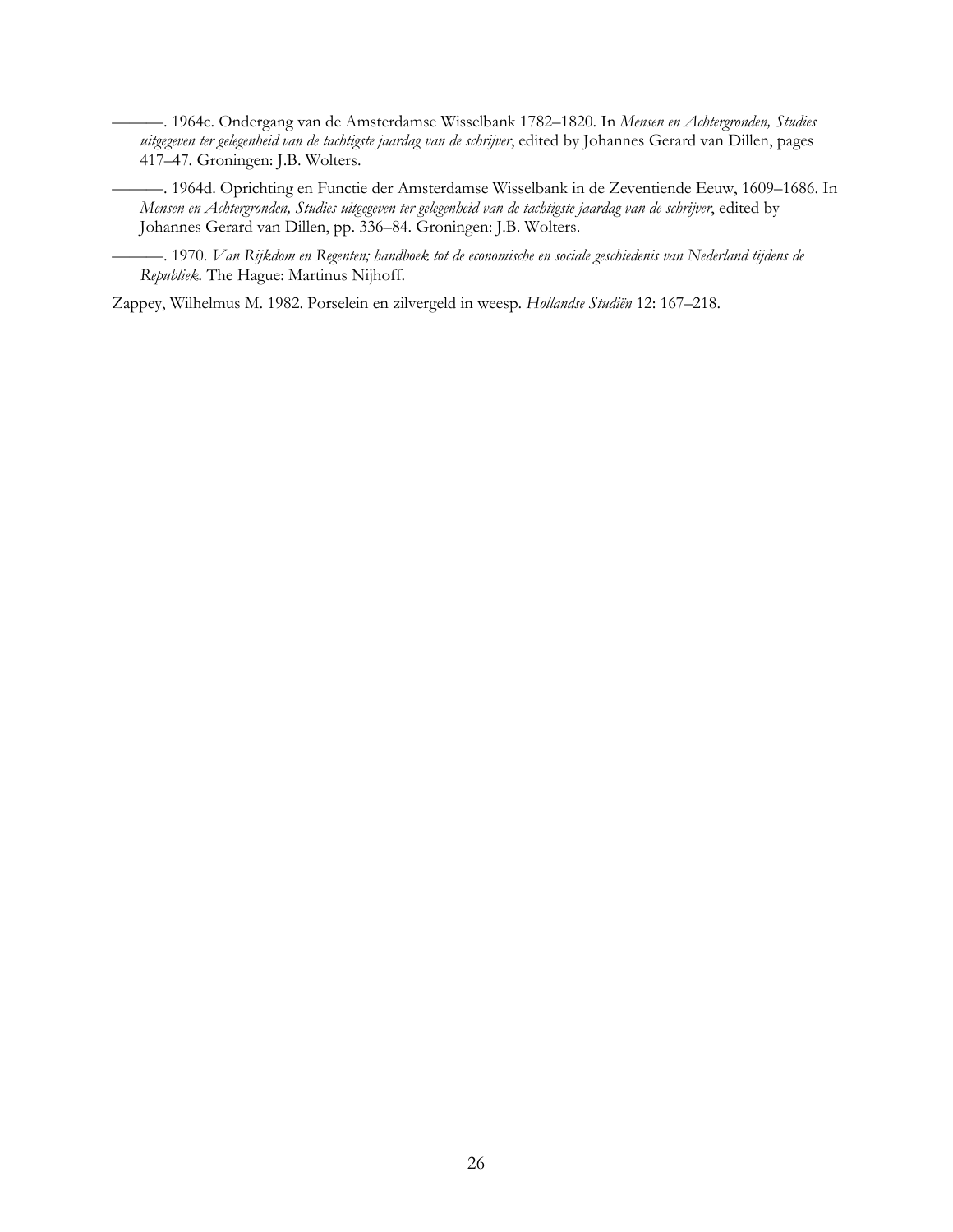———. 1964c. Ondergang van de Amsterdamse Wisselbank 1782–1820. In *Mensen en Achtergronden, Studies uitgegeven ter gelegenheid van de tachtigste jaardag van de schrijver*, edited by Johannes Gerard van Dillen, pages 417–47. Groningen: J.B. Wolters.

———. 1964d. Oprichting en Functie der Amsterdamse Wisselbank in de Zeventiende Eeuw, 1609–1686. In *Mensen en Achtergronden, Studies uitgegeven ter gelegenheid van de tachtigste jaardag van de schrijver*, edited by Johannes Gerard van Dillen, pp. 336–84. Groningen: J.B. Wolters.

———. 1970. *Van Rijkdom en Regenten; handboek tot de economische en sociale geschiedenis van Nederland tijdens de Republiek*. The Hague: Martinus Nijhoff.

Zappey, Wilhelmus M. 1982. Porselein en zilvergeld in weesp. *Hollandse Studiën* 12: 167–218.